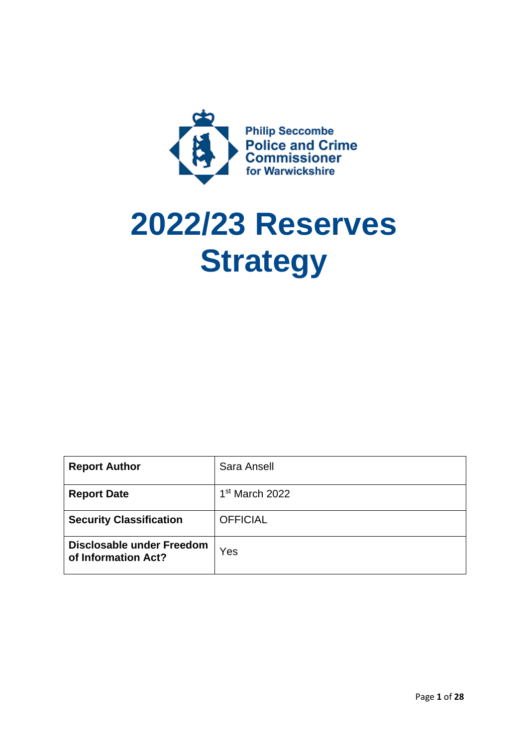Philip Seccombe
Police and Crime Commissioner
for Warwickshire

# 2022/23 Reserves Strategy

| **Report Author** | Sara Ansell |
|---|---|
| **Report Date** | 1st March 2022 |
| **Security Classification** | OFFICIAL |
| **Disclosable under Freedom of Information Act?** | Yes |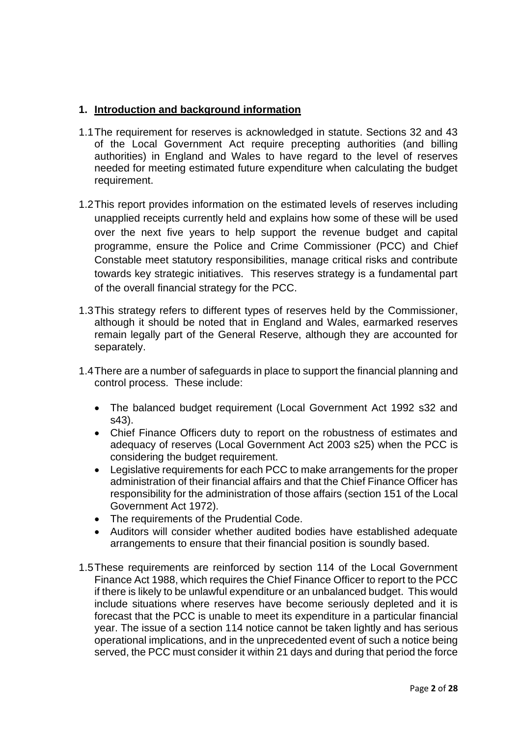## 1. Introduction and background information

1.1 The requirement for reserves is acknowledged in statute. Sections 32 and 43 of the Local Government Act require precepting authorities (and billing authorities) in England and Wales to have regard to the level of reserves needed for meeting estimated future expenditure when calculating the budget requirement.

1.2 This report provides information on the estimated levels of reserves including unapplied receipts currently held and explains how some of these will be used over the next five years to help support the revenue budget and capital programme, ensure the Police and Crime Commissioner (PCC) and Chief Constable meet statutory responsibilities, manage critical risks and contribute towards key strategic initiatives. This reserves strategy is a fundamental part of the overall financial strategy for the PCC.

1.3 This strategy refers to different types of reserves held by the Commissioner, although it should be noted that in England and Wales, earmarked reserves remain legally part of the General Reserve, although they are accounted for separately.

1.4 There are a number of safeguards in place to support the financial planning and control process. These include:

- The balanced budget requirement (Local Government Act 1992 s32 and s43).
- Chief Finance Officers duty to report on the robustness of estimates and adequacy of reserves (Local Government Act 2003 s25) when the PCC is considering the budget requirement.
- Legislative requirements for each PCC to make arrangements for the proper administration of their financial affairs and that the Chief Finance Officer has responsibility for the administration of those affairs (section 151 of the Local Government Act 1972).
- The requirements of the Prudential Code.
- Auditors will consider whether audited bodies have established adequate arrangements to ensure that their financial position is soundly based.

1.5 These requirements are reinforced by section 114 of the Local Government Finance Act 1988, which requires the Chief Finance Officer to report to the PCC if there is likely to be unlawful expenditure or an unbalanced budget. This would include situations where reserves have become seriously depleted and it is forecast that the PCC is unable to meet its expenditure in a particular financial year. The issue of a section 114 notice cannot be taken lightly and has serious operational implications, and in the unprecedented event of such a notice being served, the PCC must consider it within 21 days and during that period the force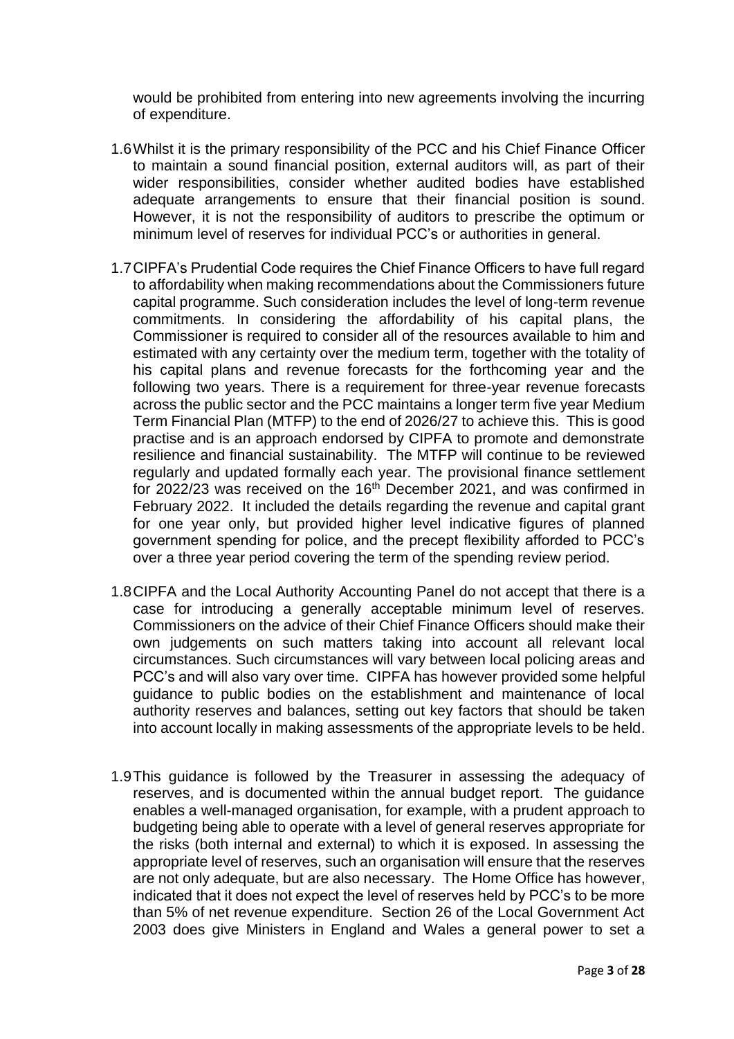would be prohibited from entering into new agreements involving the incurring of expenditure.

1.6 Whilst it is the primary responsibility of the PCC and his Chief Finance Officer to maintain a sound financial position, external auditors will, as part of their wider responsibilities, consider whether audited bodies have established adequate arrangements to ensure that their financial position is sound. However, it is not the responsibility of auditors to prescribe the optimum or minimum level of reserves for individual PCC's or authorities in general.

1.7 CIPFA's Prudential Code requires the Chief Finance Officers to have full regard to affordability when making recommendations about the Commissioners future capital programme. Such consideration includes the level of long-term revenue commitments. In considering the affordability of his capital plans, the Commissioner is required to consider all of the resources available to him and estimated with any certainty over the medium term, together with the totality of his capital plans and revenue forecasts for the forthcoming year and the following two years. There is a requirement for three-year revenue forecasts across the public sector and the PCC maintains a longer term five year Medium Term Financial Plan (MTFP) to the end of 2026/27 to achieve this. This is good practise and is an approach endorsed by CIPFA to promote and demonstrate resilience and financial sustainability. The MTFP will continue to be reviewed regularly and updated formally each year. The provisional finance settlement for 2022/23 was received on the 16th December 2021, and was confirmed in February 2022. It included the details regarding the revenue and capital grant for one year only, but provided higher level indicative figures of planned government spending for police, and the precept flexibility afforded to PCC's over a three year period covering the term of the spending review period.

1.8 CIPFA and the Local Authority Accounting Panel do not accept that there is a case for introducing a generally acceptable minimum level of reserves. Commissioners on the advice of their Chief Finance Officers should make their own judgements on such matters taking into account all relevant local circumstances. Such circumstances will vary between local policing areas and PCC's and will also vary over time. CIPFA has however provided some helpful guidance to public bodies on the establishment and maintenance of local authority reserves and balances, setting out key factors that should be taken into account locally in making assessments of the appropriate levels to be held.

1.9 This guidance is followed by the Treasurer in assessing the adequacy of reserves, and is documented within the annual budget report. The guidance enables a well-managed organisation, for example, with a prudent approach to budgeting being able to operate with a level of general reserves appropriate for the risks (both internal and external) to which it is exposed. In assessing the appropriate level of reserves, such an organisation will ensure that the reserves are not only adequate, but are also necessary. The Home Office has however, indicated that it does not expect the level of reserves held by PCC's to be more than 5% of net revenue expenditure. Section 26 of the Local Government Act 2003 does give Ministers in England and Wales a general power to set a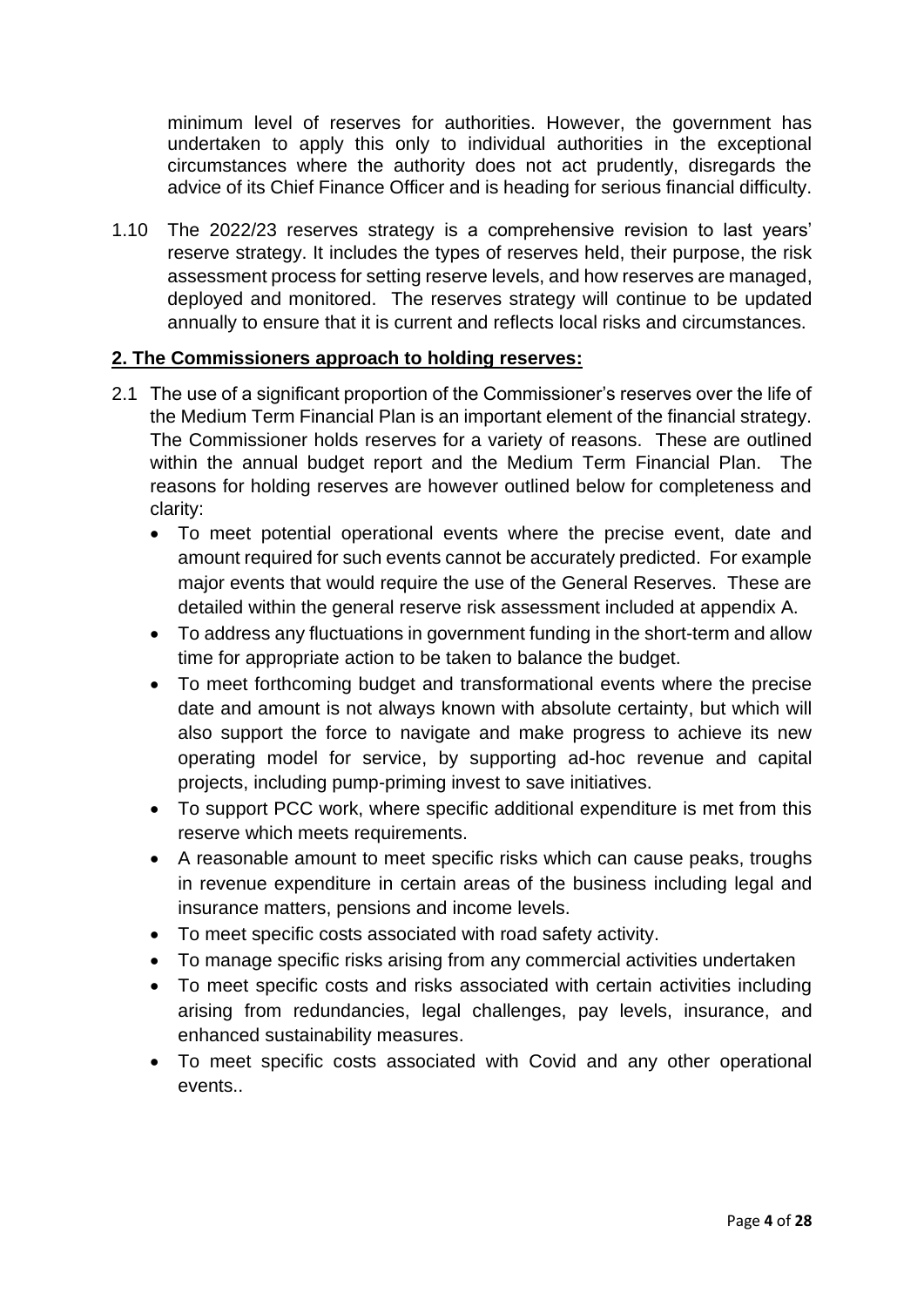minimum level of reserves for authorities. However, the government has undertaken to apply this only to individual authorities in the exceptional circumstances where the authority does not act prudently, disregards the advice of its Chief Finance Officer and is heading for serious financial difficulty.

1.10 The 2022/23 reserves strategy is a comprehensive revision to last years' reserve strategy. It includes the types of reserves held, their purpose, the risk assessment process for setting reserve levels, and how reserves are managed, deployed and monitored. The reserves strategy will continue to be updated annually to ensure that it is current and reflects local risks and circumstances.

## **2. The Commissioners approach to holding reserves:**

2.1 The use of a significant proportion of the Commissioner's reserves over the life of the Medium Term Financial Plan is an important element of the financial strategy. The Commissioner holds reserves for a variety of reasons. These are outlined within the annual budget report and the Medium Term Financial Plan. The reasons for holding reserves are however outlined below for completeness and clarity:

- To meet potential operational events where the precise event, date and amount required for such events cannot be accurately predicted. For example major events that would require the use of the General Reserves. These are detailed within the general reserve risk assessment included at appendix A.
- To address any fluctuations in government funding in the short-term and allow time for appropriate action to be taken to balance the budget.
- To meet forthcoming budget and transformational events where the precise date and amount is not always known with absolute certainty, but which will also support the force to navigate and make progress to achieve its new operating model for service, by supporting ad-hoc revenue and capital projects, including pump-priming invest to save initiatives.
- To support PCC work, where specific additional expenditure is met from this reserve which meets requirements.
- A reasonable amount to meet specific risks which can cause peaks, troughs in revenue expenditure in certain areas of the business including legal and insurance matters, pensions and income levels.
- To meet specific costs associated with road safety activity.
- To manage specific risks arising from any commercial activities undertaken
- To meet specific costs and risks associated with certain activities including arising from redundancies, legal challenges, pay levels, insurance, and enhanced sustainability measures.
- To meet specific costs associated with Covid and any other operational events..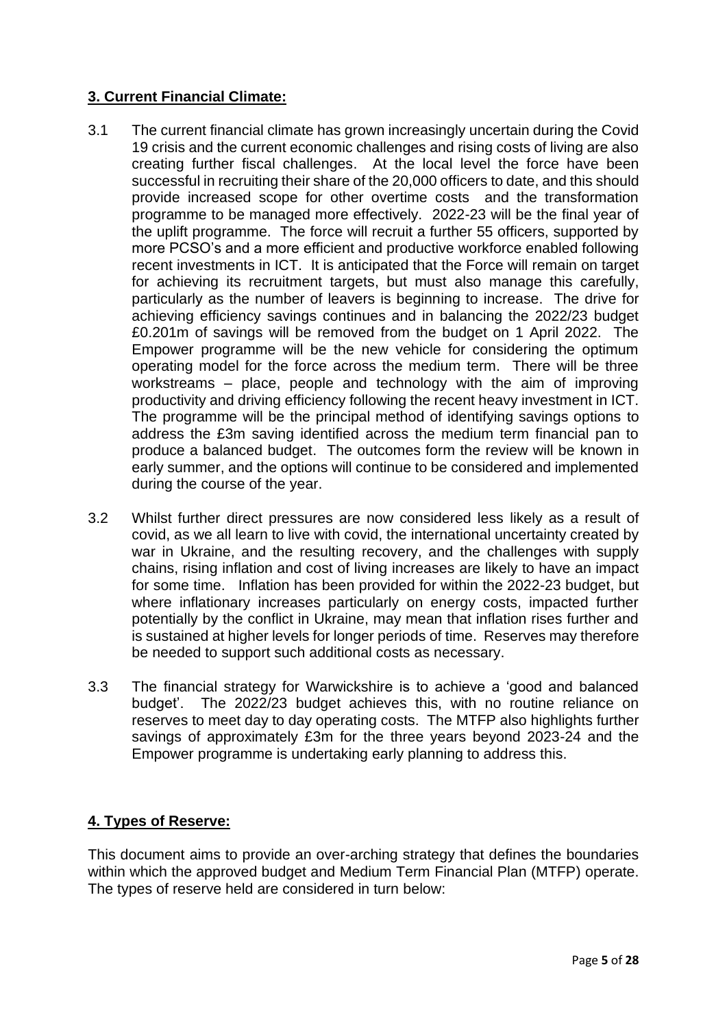## 3. Current Financial Climate:

3.1 The current financial climate has grown increasingly uncertain during the Covid 19 crisis and the current economic challenges and rising costs of living are also creating further fiscal challenges. At the local level the force have been successful in recruiting their share of the 20,000 officers to date, and this should provide increased scope for other overtime costs and the transformation programme to be managed more effectively. 2022-23 will be the final year of the uplift programme. The force will recruit a further 55 officers, supported by more PCSO's and a more efficient and productive workforce enabled following recent investments in ICT. It is anticipated that the Force will remain on target for achieving its recruitment targets, but must also manage this carefully, particularly as the number of leavers is beginning to increase. The drive for achieving efficiency savings continues and in balancing the 2022/23 budget £0.201m of savings will be removed from the budget on 1 April 2022. The Empower programme will be the new vehicle for considering the optimum operating model for the force across the medium term. There will be three workstreams – place, people and technology with the aim of improving productivity and driving efficiency following the recent heavy investment in ICT. The programme will be the principal method of identifying savings options to address the £3m saving identified across the medium term financial pan to produce a balanced budget. The outcomes form the review will be known in early summer, and the options will continue to be considered and implemented during the course of the year.

3.2 Whilst further direct pressures are now considered less likely as a result of covid, as we all learn to live with covid, the international uncertainty created by war in Ukraine, and the resulting recovery, and the challenges with supply chains, rising inflation and cost of living increases are likely to have an impact for some time. Inflation has been provided for within the 2022-23 budget, but where inflationary increases particularly on energy costs, impacted further potentially by the conflict in Ukraine, may mean that inflation rises further and is sustained at higher levels for longer periods of time. Reserves may therefore be needed to support such additional costs as necessary.

3.3 The financial strategy for Warwickshire is to achieve a 'good and balanced budget'. The 2022/23 budget achieves this, with no routine reliance on reserves to meet day to day operating costs. The MTFP also highlights further savings of approximately £3m for the three years beyond 2023-24 and the Empower programme is undertaking early planning to address this.

## 4. Types of Reserve:

This document aims to provide an over-arching strategy that defines the boundaries within which the approved budget and Medium Term Financial Plan (MTFP) operate. The types of reserve held are considered in turn below: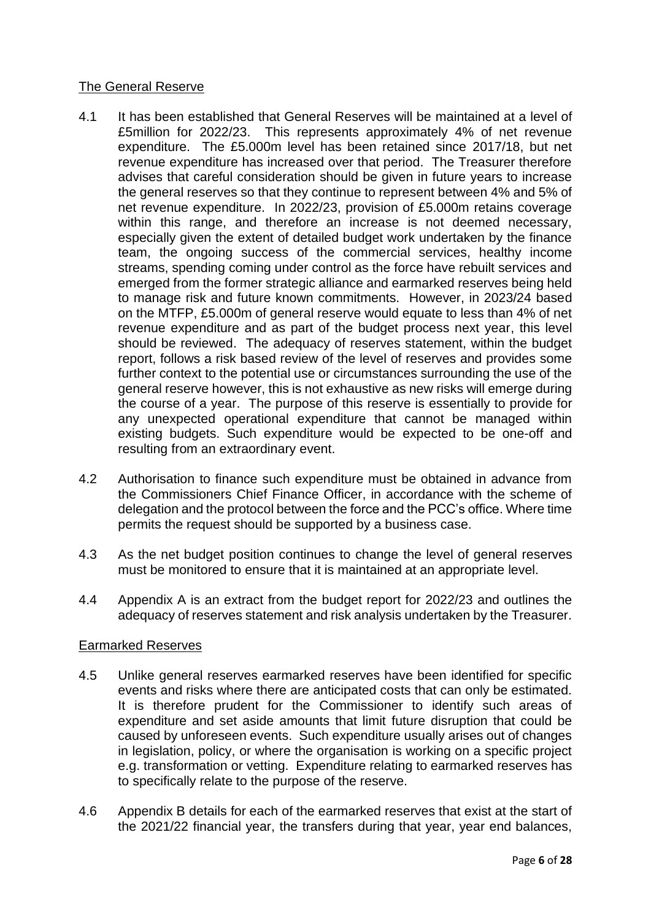## The General Reserve

4.1 It has been established that General Reserves will be maintained at a level of £5million for 2022/23. This represents approximately 4% of net revenue expenditure. The £5.000m level has been retained since 2017/18, but net revenue expenditure has increased over that period. The Treasurer therefore advises that careful consideration should be given in future years to increase the general reserves so that they continue to represent between 4% and 5% of net revenue expenditure. In 2022/23, provision of £5.000m retains coverage within this range, and therefore an increase is not deemed necessary, especially given the extent of detailed budget work undertaken by the finance team, the ongoing success of the commercial services, healthy income streams, spending coming under control as the force have rebuilt services and emerged from the former strategic alliance and earmarked reserves being held to manage risk and future known commitments. However, in 2023/24 based on the MTFP, £5.000m of general reserve would equate to less than 4% of net revenue expenditure and as part of the budget process next year, this level should be reviewed. The adequacy of reserves statement, within the budget report, follows a risk based review of the level of reserves and provides some further context to the potential use or circumstances surrounding the use of the general reserve however, this is not exhaustive as new risks will emerge during the course of a year. The purpose of this reserve is essentially to provide for any unexpected operational expenditure that cannot be managed within existing budgets. Such expenditure would be expected to be one-off and resulting from an extraordinary event.

4.2 Authorisation to finance such expenditure must be obtained in advance from the Commissioners Chief Finance Officer, in accordance with the scheme of delegation and the protocol between the force and the PCC's office. Where time permits the request should be supported by a business case.

4.3 As the net budget position continues to change the level of general reserves must be monitored to ensure that it is maintained at an appropriate level.

4.4 Appendix A is an extract from the budget report for 2022/23 and outlines the adequacy of reserves statement and risk analysis undertaken by the Treasurer.

## Earmarked Reserves

4.5 Unlike general reserves earmarked reserves have been identified for specific events and risks where there are anticipated costs that can only be estimated. It is therefore prudent for the Commissioner to identify such areas of expenditure and set aside amounts that limit future disruption that could be caused by unforeseen events. Such expenditure usually arises out of changes in legislation, policy, or where the organisation is working on a specific project e.g. transformation or vetting. Expenditure relating to earmarked reserves has to specifically relate to the purpose of the reserve.

4.6 Appendix B details for each of the earmarked reserves that exist at the start of the 2021/22 financial year, the transfers during that year, year end balances,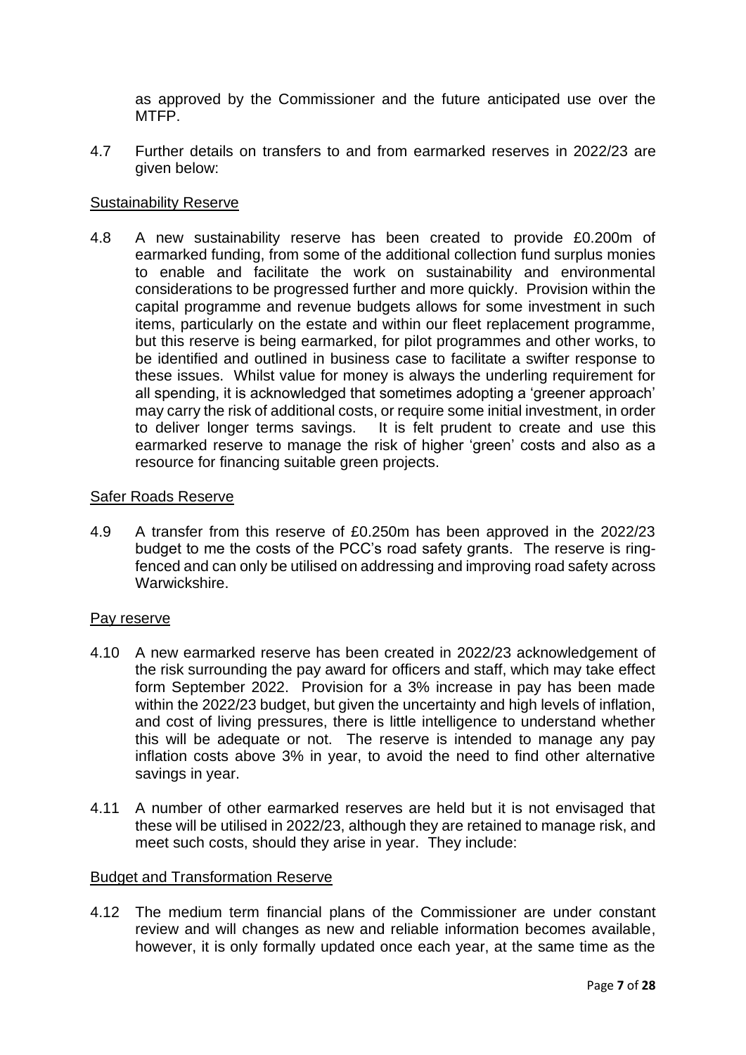as approved by the Commissioner and the future anticipated use over the MTFP.

4.7 Further details on transfers to and from earmarked reserves in 2022/23 are given below:

<u>Sustainability Reserve</u>

4.8 A new sustainability reserve has been created to provide £0.200m of earmarked funding, from some of the additional collection fund surplus monies to enable and facilitate the work on sustainability and environmental considerations to be progressed further and more quickly. Provision within the capital programme and revenue budgets allows for some investment in such items, particularly on the estate and within our fleet replacement programme, but this reserve is being earmarked, for pilot programmes and other works, to be identified and outlined in business case to facilitate a swifter response to these issues. Whilst value for money is always the underling requirement for all spending, it is acknowledged that sometimes adopting a 'greener approach' may carry the risk of additional costs, or require some initial investment, in order to deliver longer terms savings. It is felt prudent to create and use this earmarked reserve to manage the risk of higher 'green' costs and also as a resource for financing suitable green projects.

<u>Safer Roads Reserve</u>

4.9 A transfer from this reserve of £0.250m has been approved in the 2022/23 budget to me the costs of the PCC's road safety grants. The reserve is ring-fenced and can only be utilised on addressing and improving road safety across Warwickshire.

<u>Pay reserve</u>

4.10 A new earmarked reserve has been created in 2022/23 acknowledgement of the risk surrounding the pay award for officers and staff, which may take effect form September 2022. Provision for a 3% increase in pay has been made within the 2022/23 budget, but given the uncertainty and high levels of inflation, and cost of living pressures, there is little intelligence to understand whether this will be adequate or not. The reserve is intended to manage any pay inflation costs above 3% in year, to avoid the need to find other alternative savings in year.

4.11 A number of other earmarked reserves are held but it is not envisaged that these will be utilised in 2022/23, although they are retained to manage risk, and meet such costs, should they arise in year. They include:

<u>Budget and Transformation Reserve</u>

4.12 The medium term financial plans of the Commissioner are under constant review and will changes as new and reliable information becomes available, however, it is only formally updated once each year, at the same time as the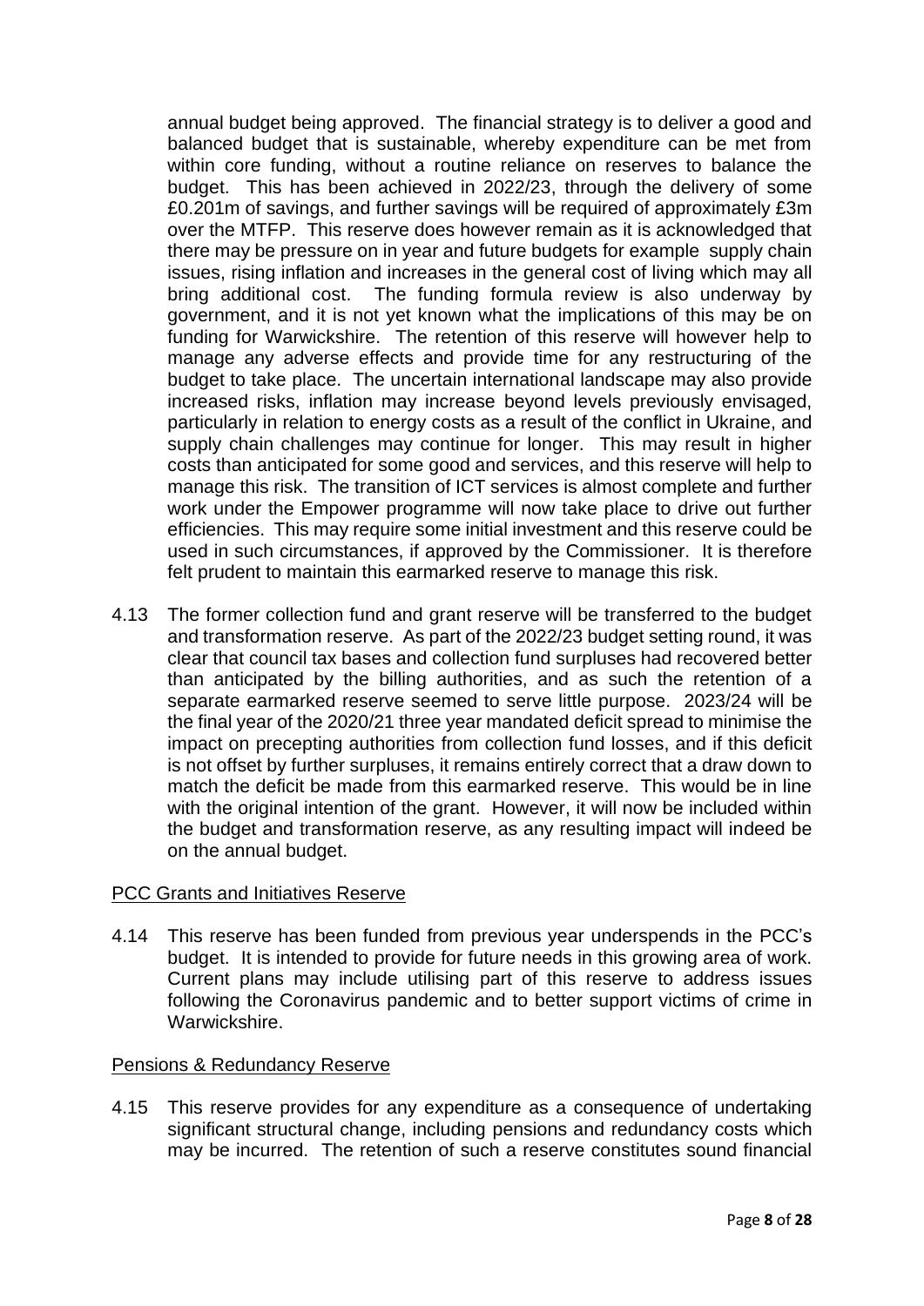annual budget being approved. The financial strategy is to deliver a good and balanced budget that is sustainable, whereby expenditure can be met from within core funding, without a routine reliance on reserves to balance the budget. This has been achieved in 2022/23, through the delivery of some £0.201m of savings, and further savings will be required of approximately £3m over the MTFP. This reserve does however remain as it is acknowledged that there may be pressure on in year and future budgets for example supply chain issues, rising inflation and increases in the general cost of living which may all bring additional cost. The funding formula review is also underway by government, and it is not yet known what the implications of this may be on funding for Warwickshire. The retention of this reserve will however help to manage any adverse effects and provide time for any restructuring of the budget to take place. The uncertain international landscape may also provide increased risks, inflation may increase beyond levels previously envisaged, particularly in relation to energy costs as a result of the conflict in Ukraine, and supply chain challenges may continue for longer. This may result in higher costs than anticipated for some good and services, and this reserve will help to manage this risk. The transition of ICT services is almost complete and further work under the Empower programme will now take place to drive out further efficiencies. This may require some initial investment and this reserve could be used in such circumstances, if approved by the Commissioner. It is therefore felt prudent to maintain this earmarked reserve to manage this risk.

4.13 The former collection fund and grant reserve will be transferred to the budget and transformation reserve. As part of the 2022/23 budget setting round, it was clear that council tax bases and collection fund surpluses had recovered better than anticipated by the billing authorities, and as such the retention of a separate earmarked reserve seemed to serve little purpose. 2023/24 will be the final year of the 2020/21 three year mandated deficit spread to minimise the impact on precepting authorities from collection fund losses, and if this deficit is not offset by further surpluses, it remains entirely correct that a draw down to match the deficit be made from this earmarked reserve. This would be in line with the original intention of the grant. However, it will now be included within the budget and transformation reserve, as any resulting impact will indeed be on the annual budget.

## PCC Grants and Initiatives Reserve

4.14 This reserve has been funded from previous year underspends in the PCC's budget. It is intended to provide for future needs in this growing area of work. Current plans may include utilising part of this reserve to address issues following the Coronavirus pandemic and to better support victims of crime in Warwickshire.

## Pensions & Redundancy Reserve

4.15 This reserve provides for any expenditure as a consequence of undertaking significant structural change, including pensions and redundancy costs which may be incurred. The retention of such a reserve constitutes sound financial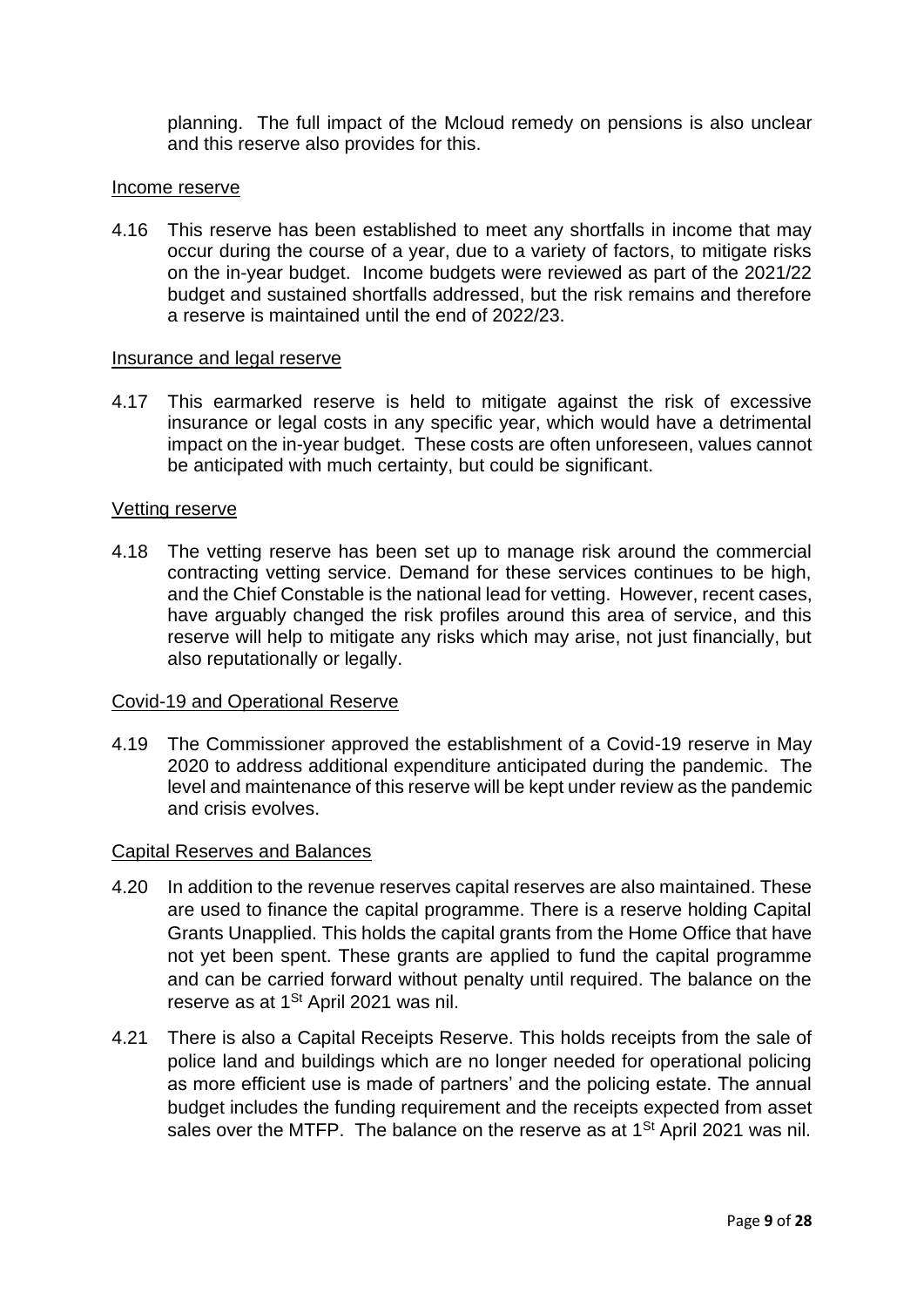planning. The full impact of the Mcloud remedy on pensions is also unclear and this reserve also provides for this.

Income reserve

4.16 This reserve has been established to meet any shortfalls in income that may occur during the course of a year, due to a variety of factors, to mitigate risks on the in-year budget. Income budgets were reviewed as part of the 2021/22 budget and sustained shortfalls addressed, but the risk remains and therefore a reserve is maintained until the end of 2022/23.

Insurance and legal reserve

4.17 This earmarked reserve is held to mitigate against the risk of excessive insurance or legal costs in any specific year, which would have a detrimental impact on the in-year budget. These costs are often unforeseen, values cannot be anticipated with much certainty, but could be significant.

Vetting reserve

4.18 The vetting reserve has been set up to manage risk around the commercial contracting vetting service. Demand for these services continues to be high, and the Chief Constable is the national lead for vetting. However, recent cases, have arguably changed the risk profiles around this area of service, and this reserve will help to mitigate any risks which may arise, not just financially, but also reputationally or legally.

Covid-19 and Operational Reserve

4.19 The Commissioner approved the establishment of a Covid-19 reserve in May 2020 to address additional expenditure anticipated during the pandemic. The level and maintenance of this reserve will be kept under review as the pandemic and crisis evolves.

Capital Reserves and Balances

4.20 In addition to the revenue reserves capital reserves are also maintained. These are used to finance the capital programme. There is a reserve holding Capital Grants Unapplied. This holds the capital grants from the Home Office that have not yet been spent. These grants are applied to fund the capital programme and can be carried forward without penalty until required. The balance on the reserve as at 1St April 2021 was nil.

4.21 There is also a Capital Receipts Reserve. This holds receipts from the sale of police land and buildings which are no longer needed for operational policing as more efficient use is made of partners' and the policing estate. The annual budget includes the funding requirement and the receipts expected from asset sales over the MTFP. The balance on the reserve as at 1St April 2021 was nil.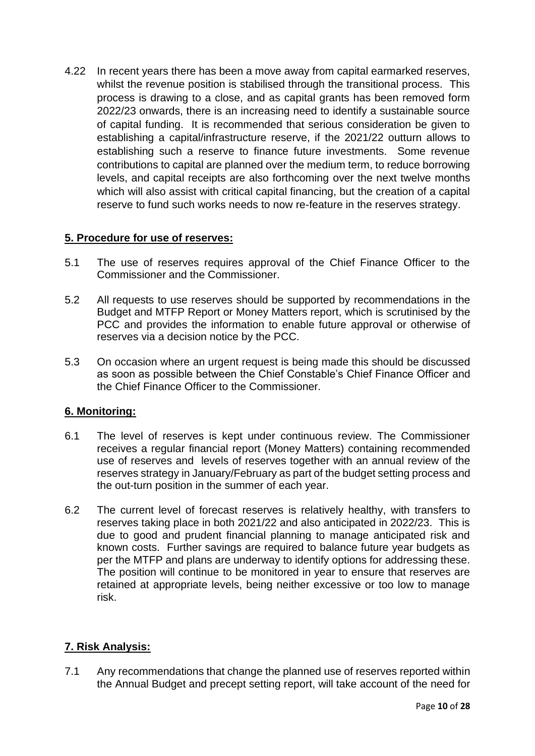4.22 In recent years there has been a move away from capital earmarked reserves, whilst the revenue position is stabilised through the transitional process. This process is drawing to a close, and as capital grants has been removed form 2022/23 onwards, there is an increasing need to identify a sustainable source of capital funding. It is recommended that serious consideration be given to establishing a capital/infrastructure reserve, if the 2021/22 outturn allows to establishing such a reserve to finance future investments. Some revenue contributions to capital are planned over the medium term, to reduce borrowing levels, and capital receipts are also forthcoming over the next twelve months which will also assist with critical capital financing, but the creation of a capital reserve to fund such works needs to now re-feature in the reserves strategy.

## 5. Procedure for use of reserves:

5.1 The use of reserves requires approval of the Chief Finance Officer to the Commissioner and the Commissioner.

5.2 All requests to use reserves should be supported by recommendations in the Budget and MTFP Report or Money Matters report, which is scrutinised by the PCC and provides the information to enable future approval or otherwise of reserves via a decision notice by the PCC.

5.3 On occasion where an urgent request is being made this should be discussed as soon as possible between the Chief Constable's Chief Finance Officer and the Chief Finance Officer to the Commissioner.

## 6. Monitoring:

6.1 The level of reserves is kept under continuous review. The Commissioner receives a regular financial report (Money Matters) containing recommended use of reserves and levels of reserves together with an annual review of the reserves strategy in January/February as part of the budget setting process and the out-turn position in the summer of each year.

6.2 The current level of forecast reserves is relatively healthy, with transfers to reserves taking place in both 2021/22 and also anticipated in 2022/23. This is due to good and prudent financial planning to manage anticipated risk and known costs. Further savings are required to balance future year budgets as per the MTFP and plans are underway to identify options for addressing these. The position will continue to be monitored in year to ensure that reserves are retained at appropriate levels, being neither excessive or too low to manage risk.

## 7. Risk Analysis:

7.1 Any recommendations that change the planned use of reserves reported within the Annual Budget and precept setting report, will take account of the need for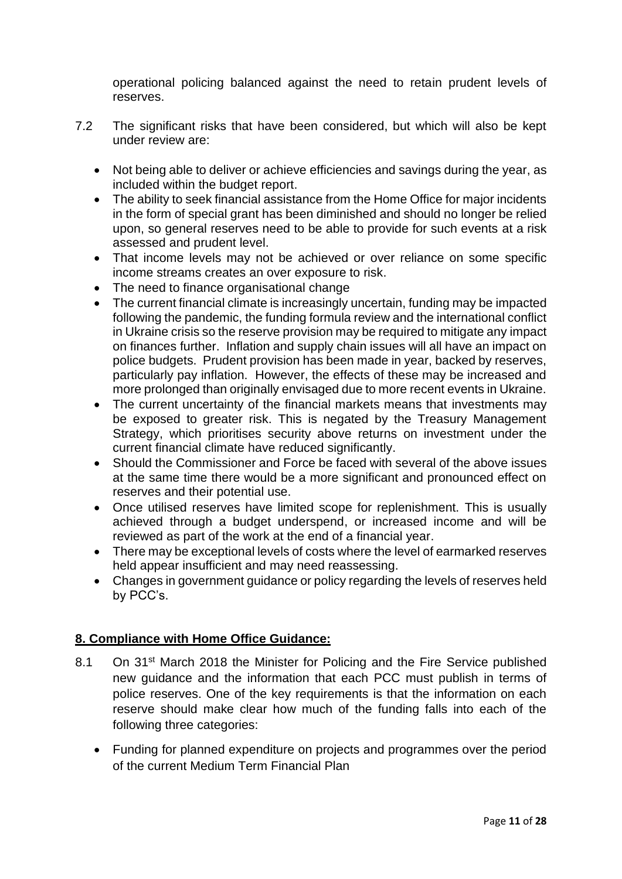operational policing balanced against the need to retain prudent levels of reserves.

7.2 The significant risks that have been considered, but which will also be kept under review are:

- Not being able to deliver or achieve efficiencies and savings during the year, as included within the budget report.
- The ability to seek financial assistance from the Home Office for major incidents in the form of special grant has been diminished and should no longer be relied upon, so general reserves need to be able to provide for such events at a risk assessed and prudent level.
- That income levels may not be achieved or over reliance on some specific income streams creates an over exposure to risk.
- The need to finance organisational change
- The current financial climate is increasingly uncertain, funding may be impacted following the pandemic, the funding formula review and the international conflict in Ukraine crisis so the reserve provision may be required to mitigate any impact on finances further. Inflation and supply chain issues will all have an impact on police budgets. Prudent provision has been made in year, backed by reserves, particularly pay inflation. However, the effects of these may be increased and more prolonged than originally envisaged due to more recent events in Ukraine.
- The current uncertainty of the financial markets means that investments may be exposed to greater risk. This is negated by the Treasury Management Strategy, which prioritises security above returns on investment under the current financial climate have reduced significantly.
- Should the Commissioner and Force be faced with several of the above issues at the same time there would be a more significant and pronounced effect on reserves and their potential use.
- Once utilised reserves have limited scope for replenishment. This is usually achieved through a budget underspend, or increased income and will be reviewed as part of the work at the end of a financial year.
- There may be exceptional levels of costs where the level of earmarked reserves held appear insufficient and may need reassessing.
- Changes in government guidance or policy regarding the levels of reserves held by PCC's.

## **8. Compliance with Home Office Guidance:**

8.1 On 31st March 2018 the Minister for Policing and the Fire Service published new guidance and the information that each PCC must publish in terms of police reserves. One of the key requirements is that the information on each reserve should make clear how much of the funding falls into each of the following three categories:

- Funding for planned expenditure on projects and programmes over the period of the current Medium Term Financial Plan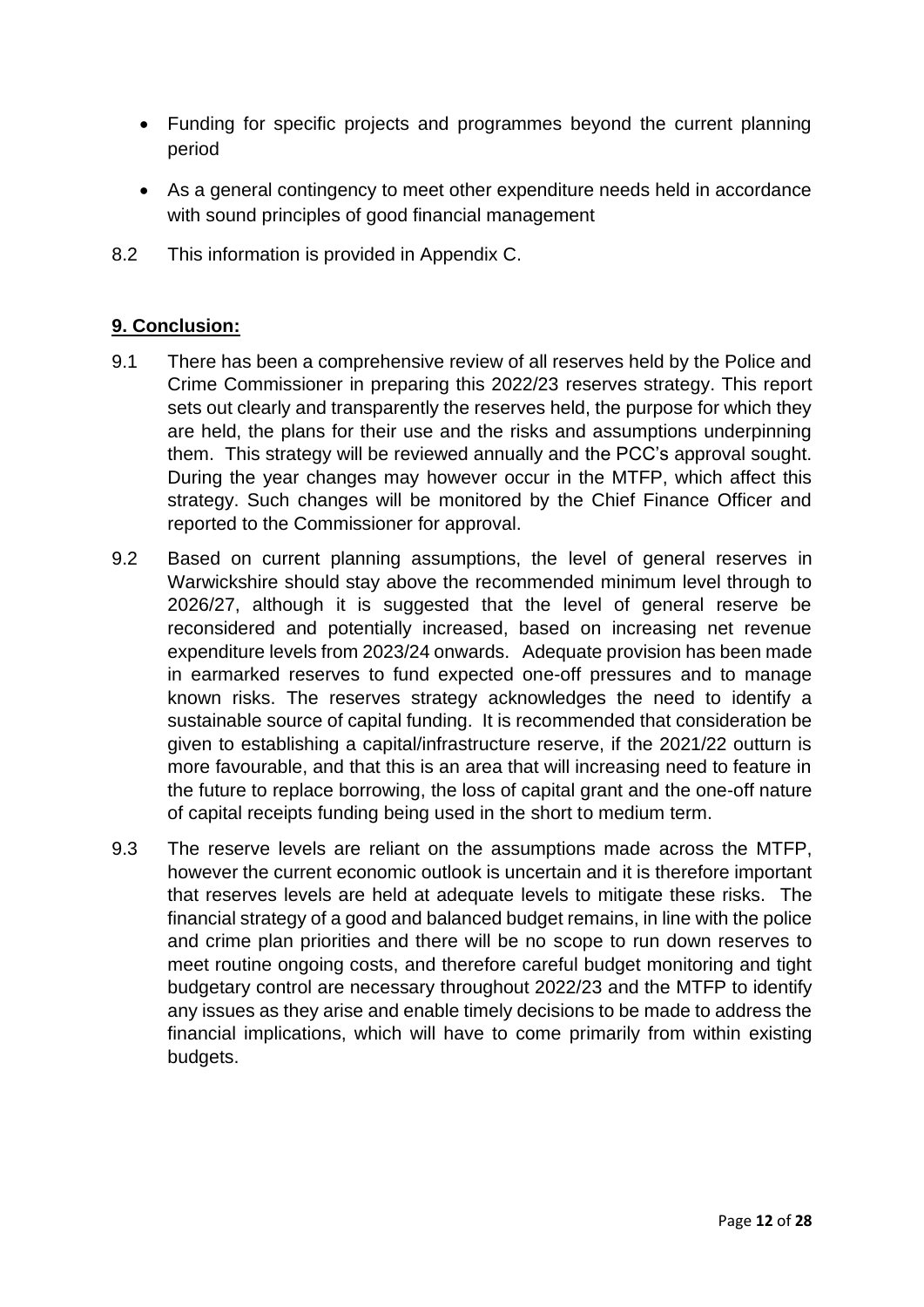- Funding for specific projects and programmes beyond the current planning period
- As a general contingency to meet other expenditure needs held in accordance with sound principles of good financial management

8.2 This information is provided in Appendix C.

## 9. Conclusion:

9.1 There has been a comprehensive review of all reserves held by the Police and Crime Commissioner in preparing this 2022/23 reserves strategy. This report sets out clearly and transparently the reserves held, the purpose for which they are held, the plans for their use and the risks and assumptions underpinning them. This strategy will be reviewed annually and the PCC's approval sought. During the year changes may however occur in the MTFP, which affect this strategy. Such changes will be monitored by the Chief Finance Officer and reported to the Commissioner for approval.

9.2 Based on current planning assumptions, the level of general reserves in Warwickshire should stay above the recommended minimum level through to 2026/27, although it is suggested that the level of general reserve be reconsidered and potentially increased, based on increasing net revenue expenditure levels from 2023/24 onwards. Adequate provision has been made in earmarked reserves to fund expected one-off pressures and to manage known risks. The reserves strategy acknowledges the need to identify a sustainable source of capital funding. It is recommended that consideration be given to establishing a capital/infrastructure reserve, if the 2021/22 outturn is more favourable, and that this is an area that will increasing need to feature in the future to replace borrowing, the loss of capital grant and the one-off nature of capital receipts funding being used in the short to medium term.

9.3 The reserve levels are reliant on the assumptions made across the MTFP, however the current economic outlook is uncertain and it is therefore important that reserves levels are held at adequate levels to mitigate these risks. The financial strategy of a good and balanced budget remains, in line with the police and crime plan priorities and there will be no scope to run down reserves to meet routine ongoing costs, and therefore careful budget monitoring and tight budgetary control are necessary throughout 2022/23 and the MTFP to identify any issues as they arise and enable timely decisions to be made to address the financial implications, which will have to come primarily from within existing budgets.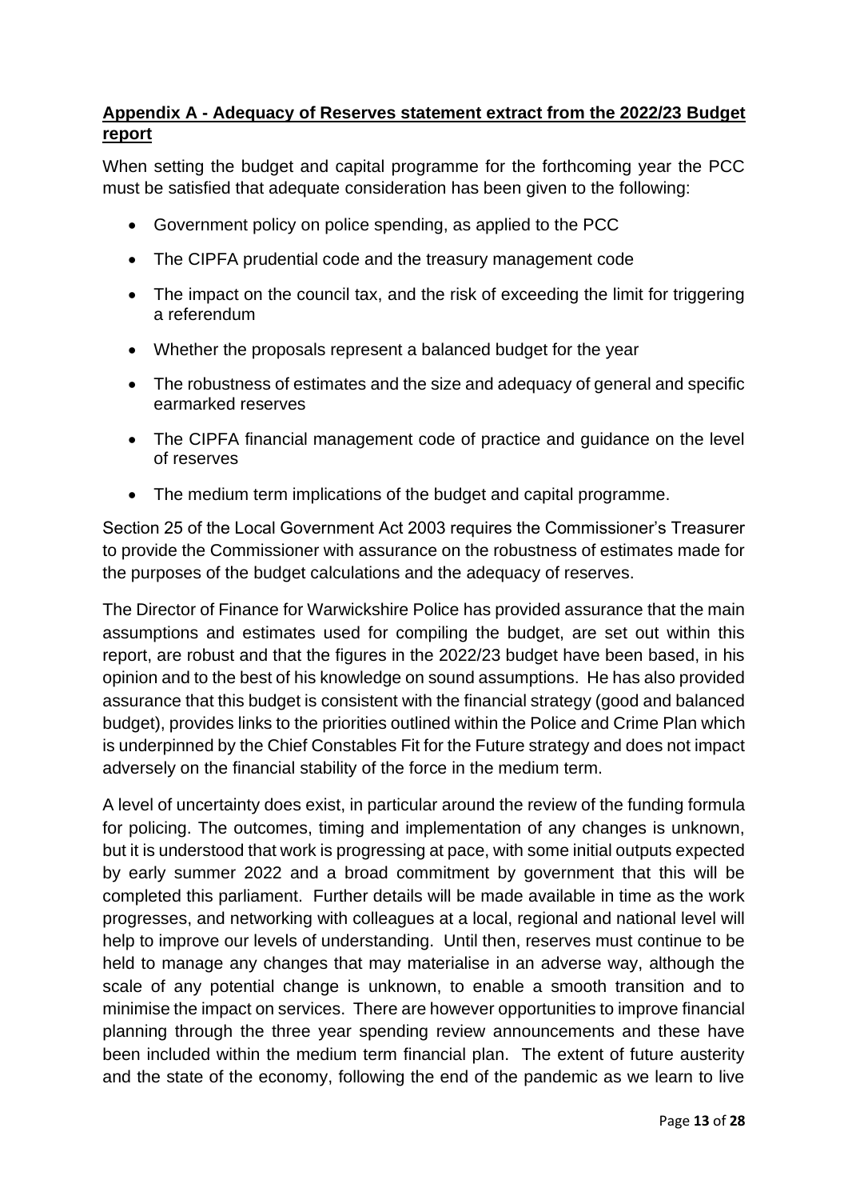## **Appendix A - Adequacy of Reserves statement extract from the 2022/23 Budget report**

When setting the budget and capital programme for the forthcoming year the PCC must be satisfied that adequate consideration has been given to the following:

- Government policy on police spending, as applied to the PCC
- The CIPFA prudential code and the treasury management code
- The impact on the council tax, and the risk of exceeding the limit for triggering a referendum
- Whether the proposals represent a balanced budget for the year
- The robustness of estimates and the size and adequacy of general and specific earmarked reserves
- The CIPFA financial management code of practice and guidance on the level of reserves
- The medium term implications of the budget and capital programme.

Section 25 of the Local Government Act 2003 requires the Commissioner's Treasurer to provide the Commissioner with assurance on the robustness of estimates made for the purposes of the budget calculations and the adequacy of reserves.

The Director of Finance for Warwickshire Police has provided assurance that the main assumptions and estimates used for compiling the budget, are set out within this report, are robust and that the figures in the 2022/23 budget have been based, in his opinion and to the best of his knowledge on sound assumptions. He has also provided assurance that this budget is consistent with the financial strategy (good and balanced budget), provides links to the priorities outlined within the Police and Crime Plan which is underpinned by the Chief Constables Fit for the Future strategy and does not impact adversely on the financial stability of the force in the medium term.

A level of uncertainty does exist, in particular around the review of the funding formula for policing. The outcomes, timing and implementation of any changes is unknown, but it is understood that work is progressing at pace, with some initial outputs expected by early summer 2022 and a broad commitment by government that this will be completed this parliament. Further details will be made available in time as the work progresses, and networking with colleagues at a local, regional and national level will help to improve our levels of understanding. Until then, reserves must continue to be held to manage any changes that may materialise in an adverse way, although the scale of any potential change is unknown, to enable a smooth transition and to minimise the impact on services. There are however opportunities to improve financial planning through the three year spending review announcements and these have been included within the medium term financial plan. The extent of future austerity and the state of the economy, following the end of the pandemic as we learn to live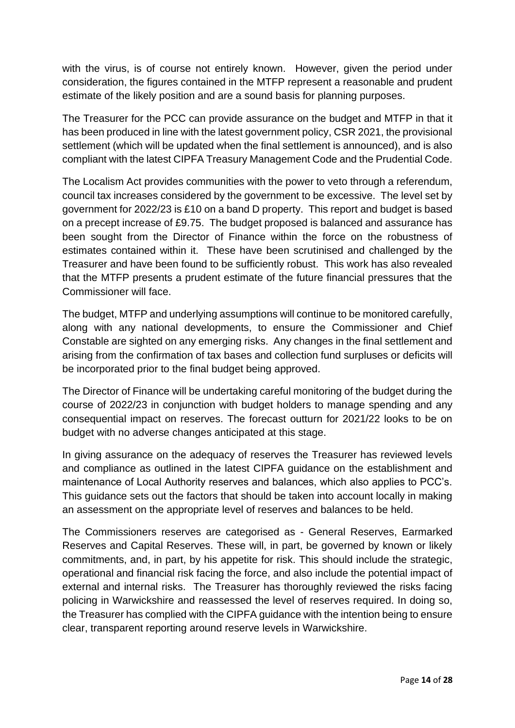with the virus, is of course not entirely known. However, given the period under consideration, the figures contained in the MTFP represent a reasonable and prudent estimate of the likely position and are a sound basis for planning purposes.

The Treasurer for the PCC can provide assurance on the budget and MTFP in that it has been produced in line with the latest government policy, CSR 2021, the provisional settlement (which will be updated when the final settlement is announced), and is also compliant with the latest CIPFA Treasury Management Code and the Prudential Code.

The Localism Act provides communities with the power to veto through a referendum, council tax increases considered by the government to be excessive. The level set by government for 2022/23 is £10 on a band D property. This report and budget is based on a precept increase of £9.75. The budget proposed is balanced and assurance has been sought from the Director of Finance within the force on the robustness of estimates contained within it. These have been scrutinised and challenged by the Treasurer and have been found to be sufficiently robust. This work has also revealed that the MTFP presents a prudent estimate of the future financial pressures that the Commissioner will face.

The budget, MTFP and underlying assumptions will continue to be monitored carefully, along with any national developments, to ensure the Commissioner and Chief Constable are sighted on any emerging risks. Any changes in the final settlement and arising from the confirmation of tax bases and collection fund surpluses or deficits will be incorporated prior to the final budget being approved.

The Director of Finance will be undertaking careful monitoring of the budget during the course of 2022/23 in conjunction with budget holders to manage spending and any consequential impact on reserves. The forecast outturn for 2021/22 looks to be on budget with no adverse changes anticipated at this stage.

In giving assurance on the adequacy of reserves the Treasurer has reviewed levels and compliance as outlined in the latest CIPFA guidance on the establishment and maintenance of Local Authority reserves and balances, which also applies to PCC's. This guidance sets out the factors that should be taken into account locally in making an assessment on the appropriate level of reserves and balances to be held.

The Commissioners reserves are categorised as - General Reserves, Earmarked Reserves and Capital Reserves. These will, in part, be governed by known or likely commitments, and, in part, by his appetite for risk. This should include the strategic, operational and financial risk facing the force, and also include the potential impact of external and internal risks. The Treasurer has thoroughly reviewed the risks facing policing in Warwickshire and reassessed the level of reserves required. In doing so, the Treasurer has complied with the CIPFA guidance with the intention being to ensure clear, transparent reporting around reserve levels in Warwickshire.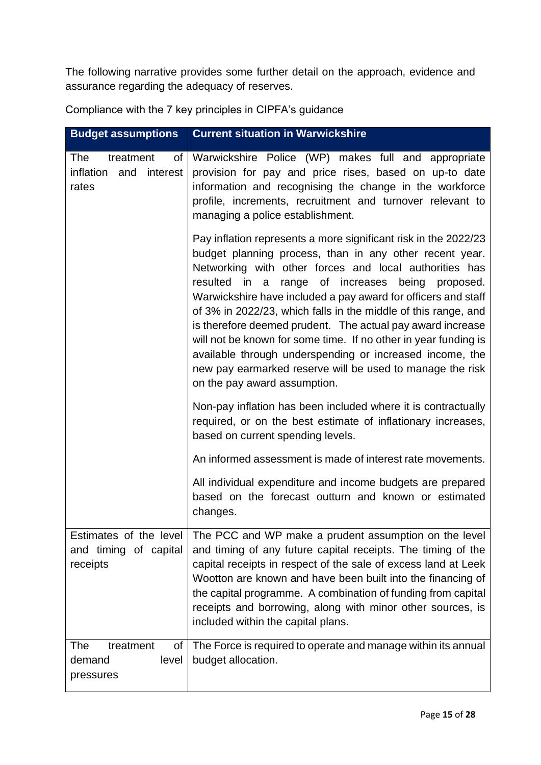The following narrative provides some further detail on the approach, evidence and assurance regarding the adequacy of reserves.

Compliance with the 7 key principles in CIPFA's guidance

| Budget assumptions | Current situation in Warwickshire |
|---|---|
| The treatment of inflation and interest rates | Warwickshire Police (WP) makes full and appropriate provision for pay and price rises, based on up-to date information and recognising the change in the workforce profile, increments, recruitment and turnover relevant to managing a police establishment.<br><br>Pay inflation represents a more significant risk in the 2022/23 budget planning process, than in any other recent year. Networking with other forces and local authorities has resulted in a range of increases being proposed. Warwickshire have included a pay award for officers and staff of 3% in 2022/23, which falls in the middle of this range, and is therefore deemed prudent. The actual pay award increase will not be known for some time. If no other in year funding is available through underspending or increased income, the new pay earmarked reserve will be used to manage the risk on the pay award assumption.<br><br>Non-pay inflation has been included where it is contractually required, or on the best estimate of inflationary increases, based on current spending levels.<br><br>An informed assessment is made of interest rate movements.<br><br>All individual expenditure and income budgets are prepared based on the forecast outturn and known or estimated changes. |
| Estimates of the level and timing of capital receipts | The PCC and WP make a prudent assumption on the level and timing of any future capital receipts. The timing of the capital receipts in respect of the sale of excess land at Leek Wootton are known and have been built into the financing of the capital programme. A combination of funding from capital receipts and borrowing, along with minor other sources, is included within the capital plans. |
| The treatment of demand level pressures | The Force is required to operate and manage within its annual budget allocation. |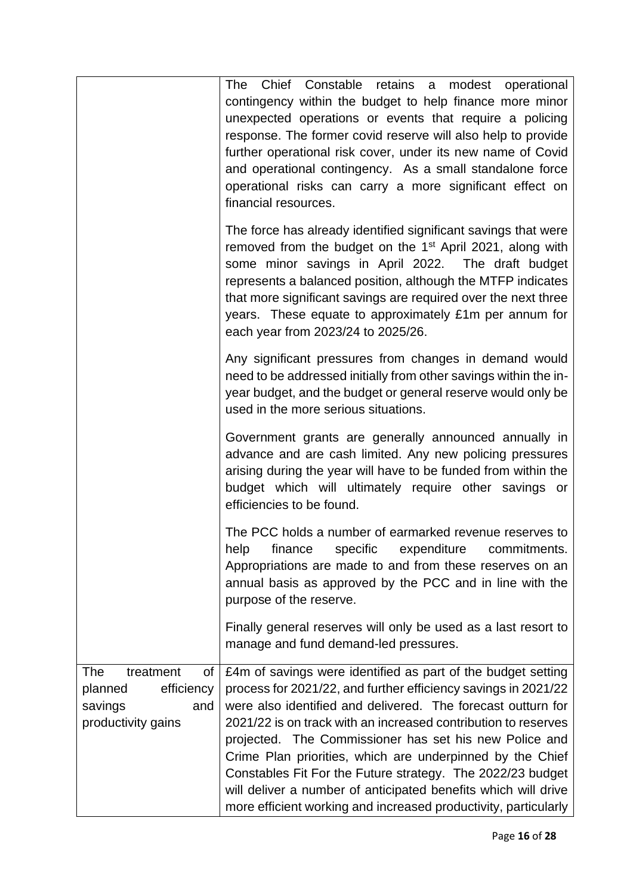| | |
|---|---|
| | The Chief Constable retains a modest operational contingency within the budget to help finance more minor unexpected operations or events that require a policing response. The former covid reserve will also help to provide further operational risk cover, under its new name of Covid and operational contingency. As a small standalone force operational risks can carry a more significant effect on financial resources.<br><br>The force has already identified significant savings that were removed from the budget on the 1st April 2021, along with some minor savings in April 2022. The draft budget represents a balanced position, although the MTFP indicates that more significant savings are required over the next three years. These equate to approximately £1m per annum for each year from 2023/24 to 2025/26.<br><br>Any significant pressures from changes in demand would need to be addressed initially from other savings within the in-year budget, and the budget or general reserve would only be used in the more serious situations.<br><br>Government grants are generally announced annually in advance and are cash limited. Any new policing pressures arising during the year will have to be funded from within the budget which will ultimately require other savings or efficiencies to be found.<br><br>The PCC holds a number of earmarked revenue reserves to help finance specific expenditure commitments. Appropriations are made to and from these reserves on an annual basis as approved by the PCC and in line with the purpose of the reserve.<br><br>Finally general reserves will only be used as a last resort to manage and fund demand-led pressures. |
| The treatment of planned efficiency savings and productivity gains | £4m of savings were identified as part of the budget setting process for 2021/22, and further efficiency savings in 2021/22 were also identified and delivered. The forecast outturn for 2021/22 is on track with an increased contribution to reserves projected. The Commissioner has set his new Police and Crime Plan priorities, which are underpinned by the Chief Constables Fit For the Future strategy. The 2022/23 budget will deliver a number of anticipated benefits which will drive more efficient working and increased productivity, particularly |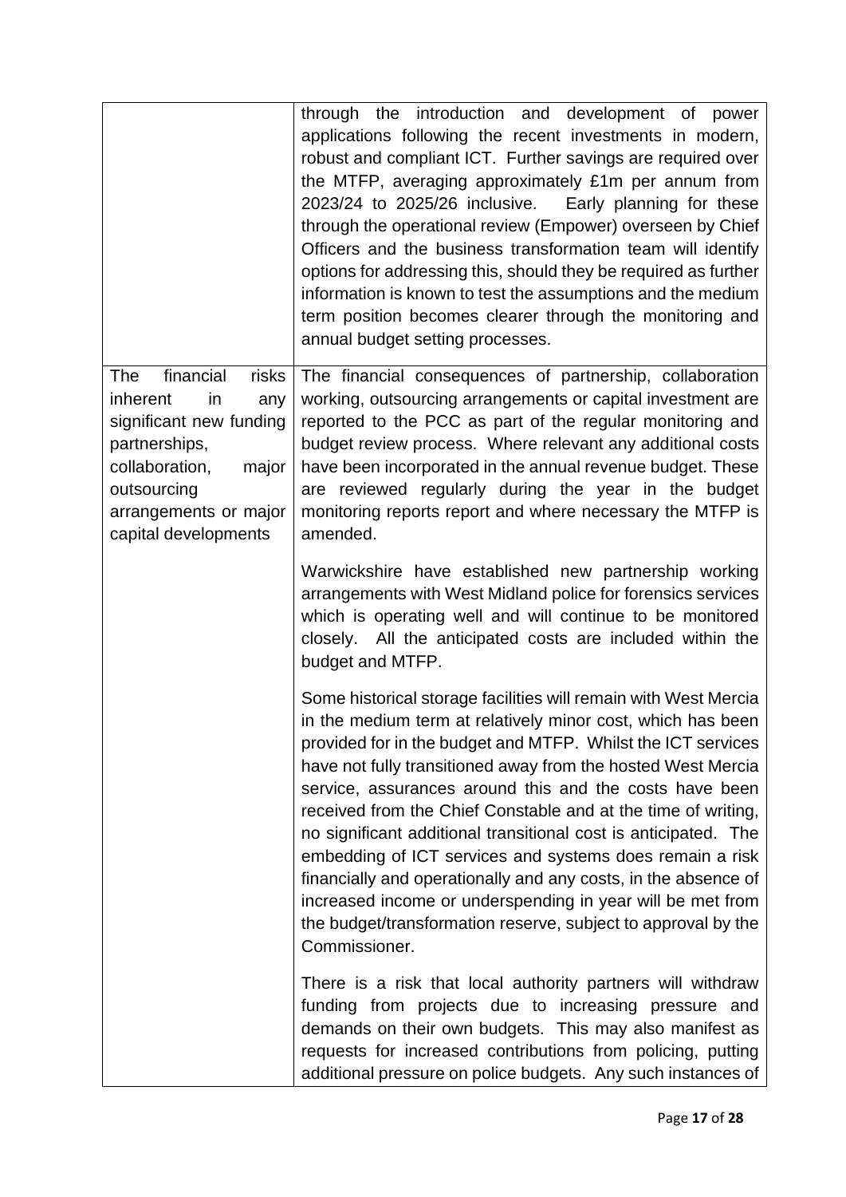| | |
|---|---|
| | through the introduction and development of power applications following the recent investments in modern, robust and compliant ICT. Further savings are required over the MTFP, averaging approximately £1m per annum from 2023/24 to 2025/26 inclusive. Early planning for these through the operational review (Empower) overseen by Chief Officers and the business transformation team will identify options for addressing this, should they be required as further information is known to test the assumptions and the medium term position becomes clearer through the monitoring and annual budget setting processes. |
| The financial risks inherent in any significant new funding partnerships, collaboration, major outsourcing arrangements or major capital developments | The financial consequences of partnership, collaboration working, outsourcing arrangements or capital investment are reported to the PCC as part of the regular monitoring and budget review process. Where relevant any additional costs have been incorporated in the annual revenue budget. These are reviewed regularly during the year in the budget monitoring reports report and where necessary the MTFP is amended.<br><br>Warwickshire have established new partnership working arrangements with West Midland police for forensics services which is operating well and will continue to be monitored closely. All the anticipated costs are included within the budget and MTFP.<br><br>Some historical storage facilities will remain with West Mercia in the medium term at relatively minor cost, which has been provided for in the budget and MTFP. Whilst the ICT services have not fully transitioned away from the hosted West Mercia service, assurances around this and the costs have been received from the Chief Constable and at the time of writing, no significant additional transitional cost is anticipated. The embedding of ICT services and systems does remain a risk financially and operationally and any costs, in the absence of increased income or underspending in year will be met from the budget/transformation reserve, subject to approval by the Commissioner.<br><br>There is a risk that local authority partners will withdraw funding from projects due to increasing pressure and demands on their own budgets. This may also manifest as requests for increased contributions from policing, putting additional pressure on police budgets. Any such instances of |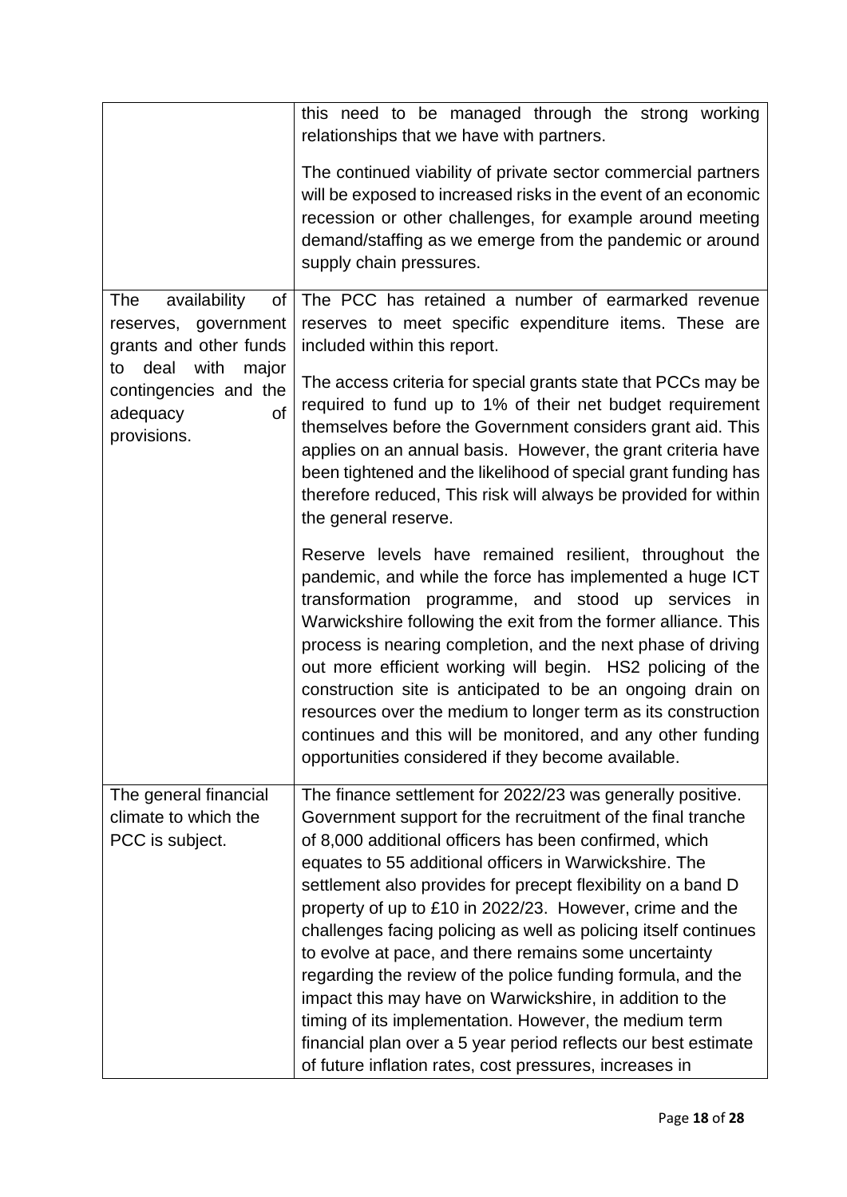| | |
|---|---|
| | this need to be managed through the strong working relationships that we have with partners.<br><br>The continued viability of private sector commercial partners will be exposed to increased risks in the event of an economic recession or other challenges, for example around meeting demand/staffing as we emerge from the pandemic or around supply chain pressures. |
| The availability of reserves, government grants and other funds to deal with major contingencies and the adequacy of provisions. | The PCC has retained a number of earmarked revenue reserves to meet specific expenditure items. These are included within this report.<br><br>The access criteria for special grants state that PCCs may be required to fund up to 1% of their net budget requirement themselves before the Government considers grant aid. This applies on an annual basis. However, the grant criteria have been tightened and the likelihood of special grant funding has therefore reduced, This risk will always be provided for within the general reserve.<br><br>Reserve levels have remained resilient, throughout the pandemic, and while the force has implemented a huge ICT transformation programme, and stood up services in Warwickshire following the exit from the former alliance. This process is nearing completion, and the next phase of driving out more efficient working will begin. HS2 policing of the construction site is anticipated to be an ongoing drain on resources over the medium to longer term as its construction continues and this will be monitored, and any other funding opportunities considered if they become available. |
| The general financial climate to which the PCC is subject. | The finance settlement for 2022/23 was generally positive. Government support for the recruitment of the final tranche of 8,000 additional officers has been confirmed, which equates to 55 additional officers in Warwickshire. The settlement also provides for precept flexibility on a band D property of up to £10 in 2022/23. However, crime and the challenges facing policing as well as policing itself continues to evolve at pace, and there remains some uncertainty regarding the review of the police funding formula, and the impact this may have on Warwickshire, in addition to the timing of its implementation. However, the medium term financial plan over a 5 year period reflects our best estimate of future inflation rates, cost pressures, increases in |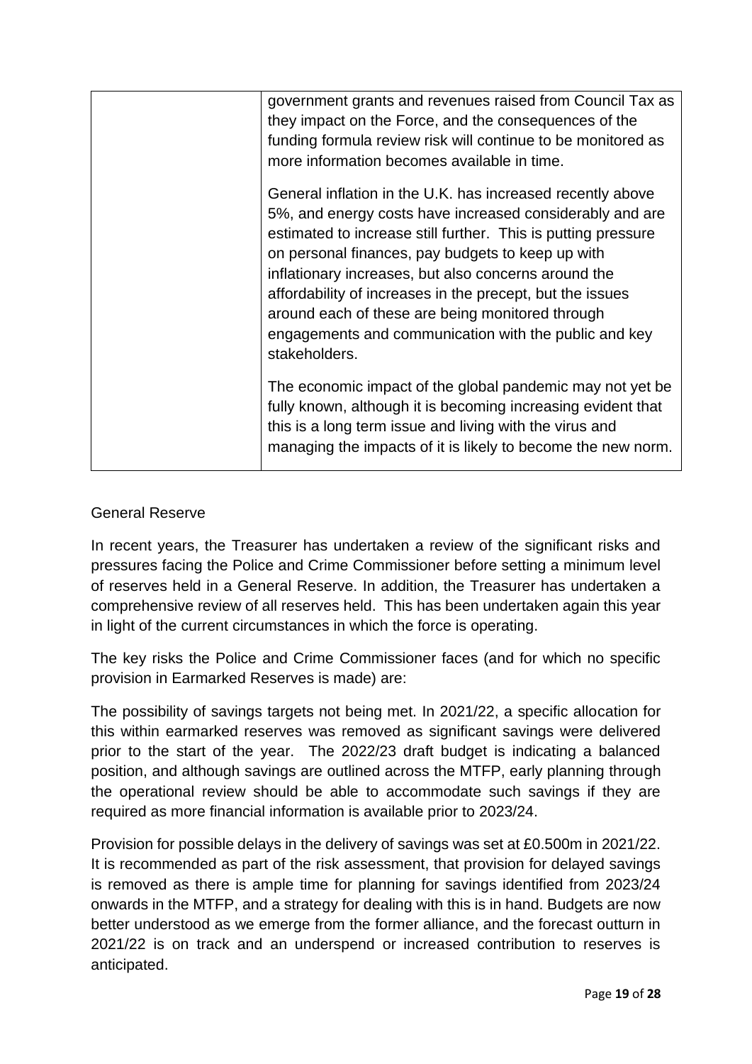| | |
|---|---|
| | government grants and revenues raised from Council Tax as they impact on the Force, and the consequences of the funding formula review risk will continue to be monitored as more information becomes available in time.<br><br>General inflation in the U.K. has increased recently above 5%, and energy costs have increased considerably and are estimated to increase still further. This is putting pressure on personal finances, pay budgets to keep up with inflationary increases, but also concerns around the affordability of increases in the precept, but the issues around each of these are being monitored through engagements and communication with the public and key stakeholders.<br><br>The economic impact of the global pandemic may not yet be fully known, although it is becoming increasing evident that this is a long term issue and living with the virus and managing the impacts of it is likely to become the new norm. |

General Reserve

In recent years, the Treasurer has undertaken a review of the significant risks and pressures facing the Police and Crime Commissioner before setting a minimum level of reserves held in a General Reserve. In addition, the Treasurer has undertaken a comprehensive review of all reserves held. This has been undertaken again this year in light of the current circumstances in which the force is operating.

The key risks the Police and Crime Commissioner faces (and for which no specific provision in Earmarked Reserves is made) are:

The possibility of savings targets not being met. In 2021/22, a specific allocation for this within earmarked reserves was removed as significant savings were delivered prior to the start of the year. The 2022/23 draft budget is indicating a balanced position, and although savings are outlined across the MTFP, early planning through the operational review should be able to accommodate such savings if they are required as more financial information is available prior to 2023/24.

Provision for possible delays in the delivery of savings was set at £0.500m in 2021/22. It is recommended as part of the risk assessment, that provision for delayed savings is removed as there is ample time for planning for savings identified from 2023/24 onwards in the MTFP, and a strategy for dealing with this is in hand. Budgets are now better understood as we emerge from the former alliance, and the forecast outturn in 2021/22 is on track and an underspend or increased contribution to reserves is anticipated.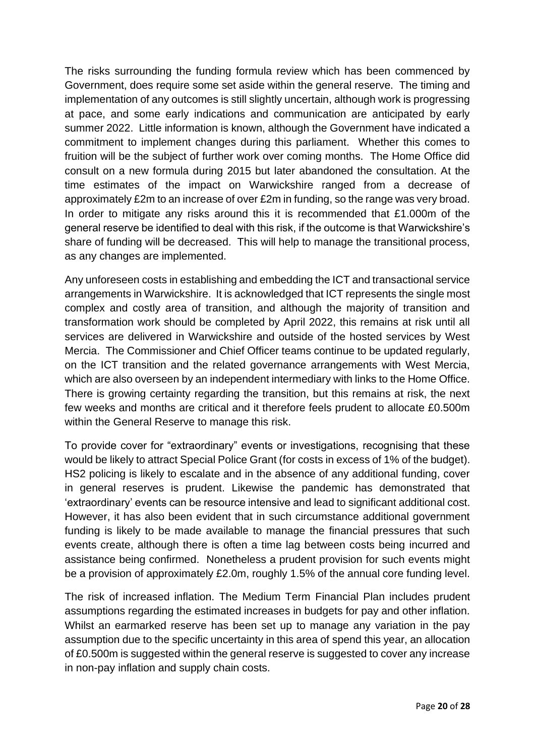The risks surrounding the funding formula review which has been commenced by Government, does require some set aside within the general reserve. The timing and implementation of any outcomes is still slightly uncertain, although work is progressing at pace, and some early indications and communication are anticipated by early summer 2022. Little information is known, although the Government have indicated a commitment to implement changes during this parliament. Whether this comes to fruition will be the subject of further work over coming months. The Home Office did consult on a new formula during 2015 but later abandoned the consultation. At the time estimates of the impact on Warwickshire ranged from a decrease of approximately £2m to an increase of over £2m in funding, so the range was very broad. In order to mitigate any risks around this it is recommended that £1.000m of the general reserve be identified to deal with this risk, if the outcome is that Warwickshire's share of funding will be decreased. This will help to manage the transitional process, as any changes are implemented.

Any unforeseen costs in establishing and embedding the ICT and transactional service arrangements in Warwickshire. It is acknowledged that ICT represents the single most complex and costly area of transition, and although the majority of transition and transformation work should be completed by April 2022, this remains at risk until all services are delivered in Warwickshire and outside of the hosted services by West Mercia. The Commissioner and Chief Officer teams continue to be updated regularly, on the ICT transition and the related governance arrangements with West Mercia, which are also overseen by an independent intermediary with links to the Home Office. There is growing certainty regarding the transition, but this remains at risk, the next few weeks and months are critical and it therefore feels prudent to allocate £0.500m within the General Reserve to manage this risk.

To provide cover for "extraordinary" events or investigations, recognising that these would be likely to attract Special Police Grant (for costs in excess of 1% of the budget). HS2 policing is likely to escalate and in the absence of any additional funding, cover in general reserves is prudent. Likewise the pandemic has demonstrated that 'extraordinary' events can be resource intensive and lead to significant additional cost. However, it has also been evident that in such circumstance additional government funding is likely to be made available to manage the financial pressures that such events create, although there is often a time lag between costs being incurred and assistance being confirmed. Nonetheless a prudent provision for such events might be a provision of approximately £2.0m, roughly 1.5% of the annual core funding level.

The risk of increased inflation. The Medium Term Financial Plan includes prudent assumptions regarding the estimated increases in budgets for pay and other inflation. Whilst an earmarked reserve has been set up to manage any variation in the pay assumption due to the specific uncertainty in this area of spend this year, an allocation of £0.500m is suggested within the general reserve is suggested to cover any increase in non-pay inflation and supply chain costs.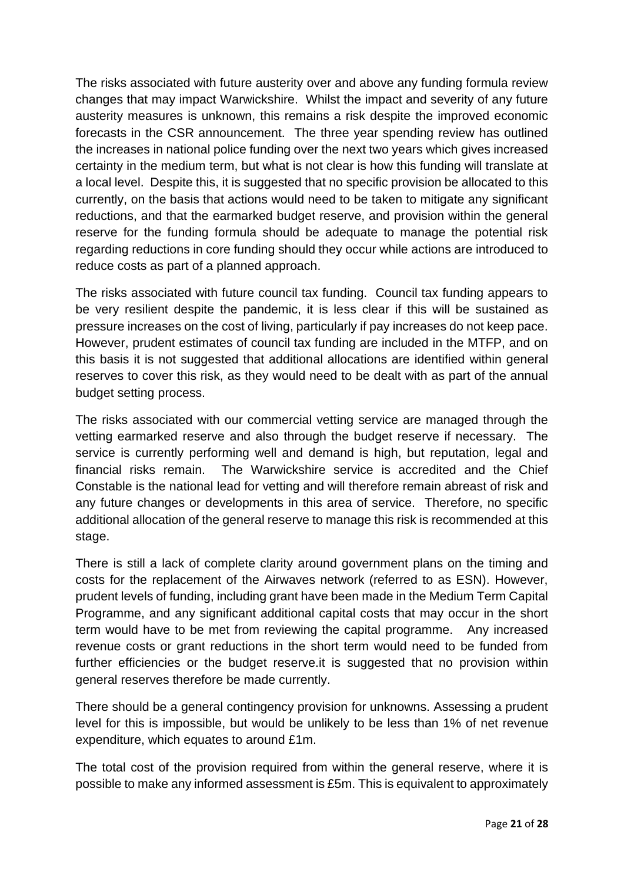The risks associated with future austerity over and above any funding formula review changes that may impact Warwickshire. Whilst the impact and severity of any future austerity measures is unknown, this remains a risk despite the improved economic forecasts in the CSR announcement. The three year spending review has outlined the increases in national police funding over the next two years which gives increased certainty in the medium term, but what is not clear is how this funding will translate at a local level. Despite this, it is suggested that no specific provision be allocated to this currently, on the basis that actions would need to be taken to mitigate any significant reductions, and that the earmarked budget reserve, and provision within the general reserve for the funding formula should be adequate to manage the potential risk regarding reductions in core funding should they occur while actions are introduced to reduce costs as part of a planned approach.

The risks associated with future council tax funding. Council tax funding appears to be very resilient despite the pandemic, it is less clear if this will be sustained as pressure increases on the cost of living, particularly if pay increases do not keep pace. However, prudent estimates of council tax funding are included in the MTFP, and on this basis it is not suggested that additional allocations are identified within general reserves to cover this risk, as they would need to be dealt with as part of the annual budget setting process.

The risks associated with our commercial vetting service are managed through the vetting earmarked reserve and also through the budget reserve if necessary. The service is currently performing well and demand is high, but reputation, legal and financial risks remain. The Warwickshire service is accredited and the Chief Constable is the national lead for vetting and will therefore remain abreast of risk and any future changes or developments in this area of service. Therefore, no specific additional allocation of the general reserve to manage this risk is recommended at this stage.

There is still a lack of complete clarity around government plans on the timing and costs for the replacement of the Airwaves network (referred to as ESN). However, prudent levels of funding, including grant have been made in the Medium Term Capital Programme, and any significant additional capital costs that may occur in the short term would have to be met from reviewing the capital programme. Any increased revenue costs or grant reductions in the short term would need to be funded from further efficiencies or the budget reserve.it is suggested that no provision within general reserves therefore be made currently.

There should be a general contingency provision for unknowns. Assessing a prudent level for this is impossible, but would be unlikely to be less than 1% of net revenue expenditure, which equates to around £1m.

The total cost of the provision required from within the general reserve, where it is possible to make any informed assessment is £5m. This is equivalent to approximately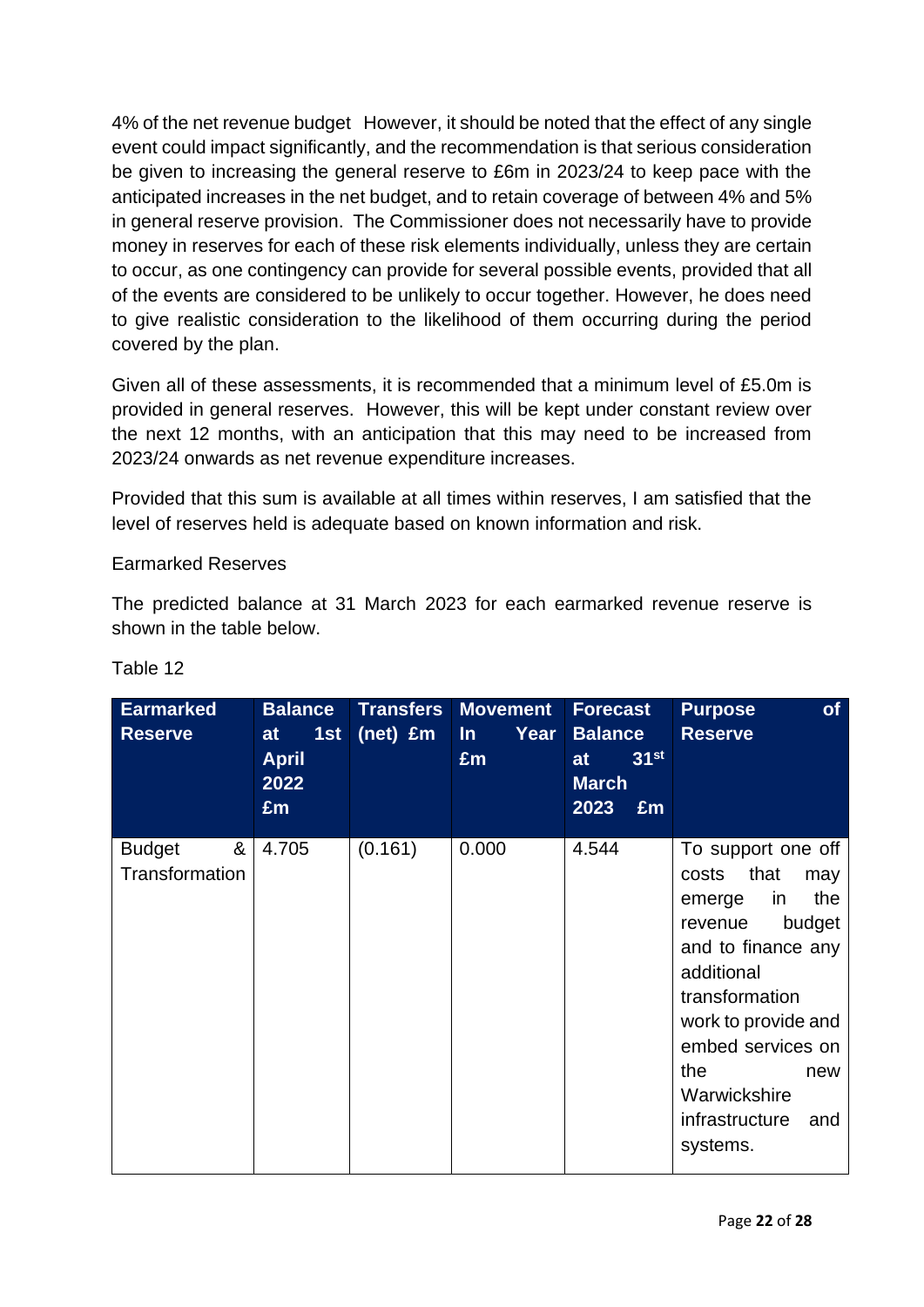4% of the net revenue budget However, it should be noted that the effect of any single event could impact significantly, and the recommendation is that serious consideration be given to increasing the general reserve to £6m in 2023/24 to keep pace with the anticipated increases in the net budget, and to retain coverage of between 4% and 5% in general reserve provision. The Commissioner does not necessarily have to provide money in reserves for each of these risk elements individually, unless they are certain to occur, as one contingency can provide for several possible events, provided that all of the events are considered to be unlikely to occur together. However, he does need to give realistic consideration to the likelihood of them occurring during the period covered by the plan.

Given all of these assessments, it is recommended that a minimum level of £5.0m is provided in general reserves. However, this will be kept under constant review over the next 12 months, with an anticipation that this may need to be increased from 2023/24 onwards as net revenue expenditure increases.

Provided that this sum is available at all times within reserves, I am satisfied that the level of reserves held is adequate based on known information and risk.

Earmarked Reserves

The predicted balance at 31 March 2023 for each earmarked revenue reserve is shown in the table below.

Table 12

| Earmarked Reserve | Balance at 1st April 2022 £m | Transfers (net) £m | Movement In Year £m | Forecast Balance at 31st March 2023 £m | Purpose of Reserve |
|---|---|---|---|---|---|
| Budget & Transformation | 4.705 | (0.161) | 0.000 | 4.544 | To support one off costs that may emerge in the revenue budget and to finance any additional transformation work to provide and embed services on the new Warwickshire infrastructure and systems. |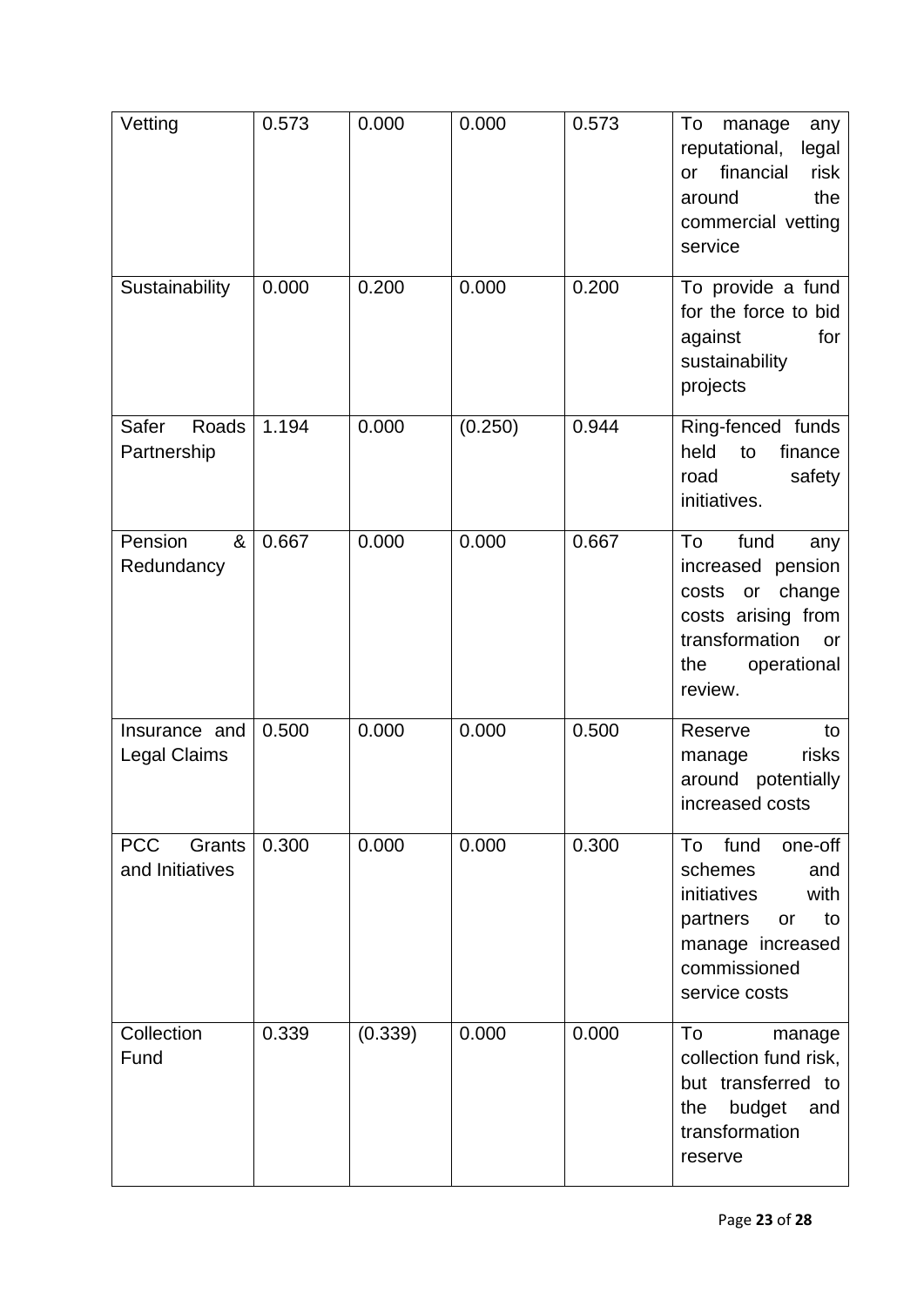| | | | | | |
|---|---|---|---|---|---|
| Vetting | 0.573 | 0.000 | 0.000 | 0.573 | To manage any reputational, legal or financial risk around the commercial vetting service |
| Sustainability | 0.000 | 0.200 | 0.000 | 0.200 | To provide a fund for the force to bid against for sustainability projects |
| Safer Roads Partnership | 1.194 | 0.000 | (0.250) | 0.944 | Ring-fenced funds held to finance road safety initiatives. |
| Pension & Redundancy | 0.667 | 0.000 | 0.000 | 0.667 | To fund any increased pension costs or change costs arising from transformation or the operational review. |
| Insurance and Legal Claims | 0.500 | 0.000 | 0.000 | 0.500 | Reserve to manage risks around potentially increased costs |
| PCC Grants and Initiatives | 0.300 | 0.000 | 0.000 | 0.300 | To fund one-off schemes and initiatives with partners or to manage increased commissioned service costs |
| Collection Fund | 0.339 | (0.339) | 0.000 | 0.000 | To manage collection fund risk, but transferred to the budget and transformation reserve |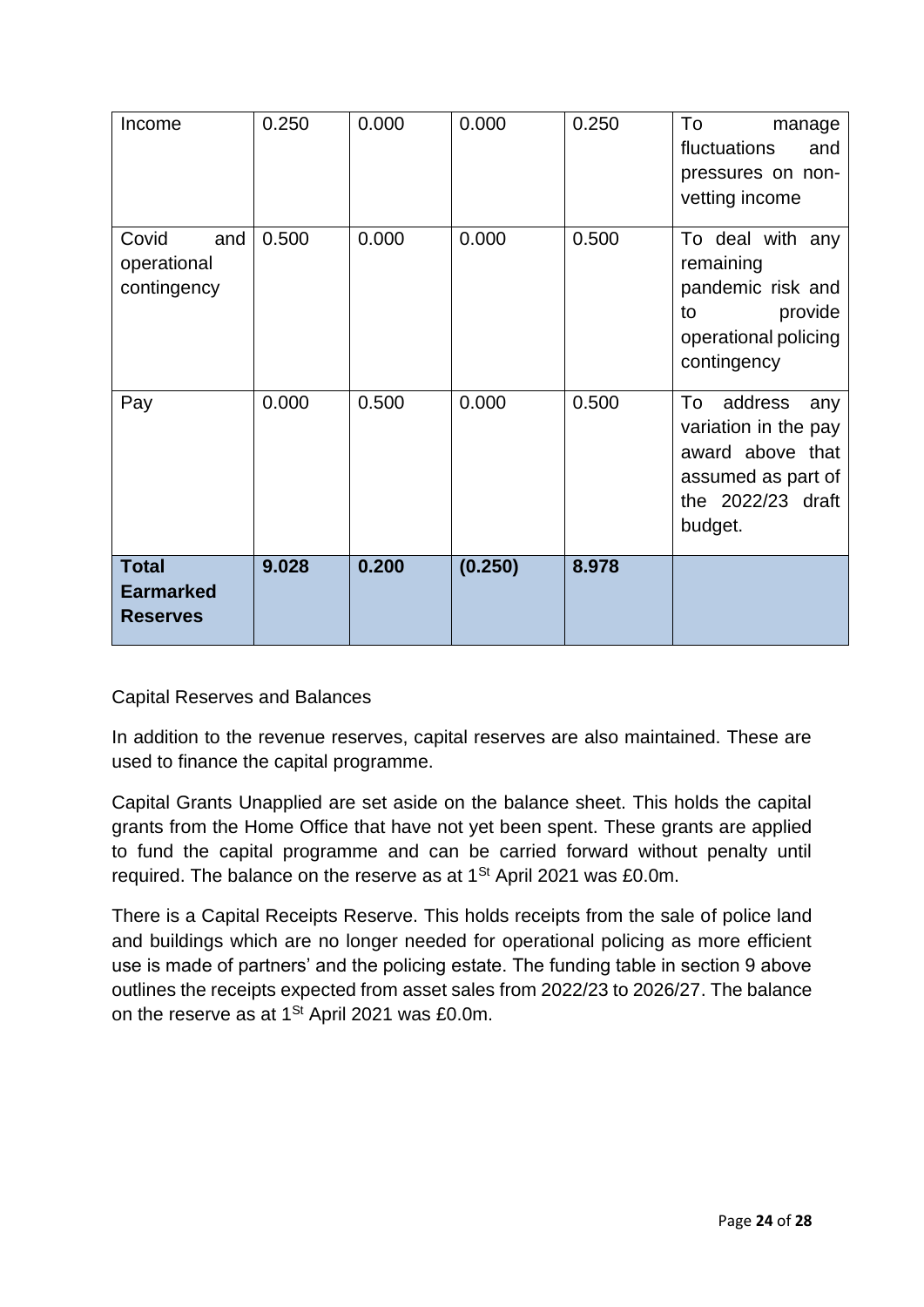| Income | 0.250 | 0.000 | 0.000 | 0.250 | To manage fluctuations and pressures on non-vetting income |
|---|---|---|---|---|---|
| Covid and operational contingency | 0.500 | 0.000 | 0.000 | 0.500 | To deal with any remaining pandemic risk and to provide operational policing contingency |
| Pay | 0.000 | 0.500 | 0.000 | 0.500 | To address any variation in the pay award above that assumed as part of the 2022/23 draft budget. |
| **Total Earmarked Reserves** | **9.028** | **0.200** | **(0.250)** | **8.978** | |

Capital Reserves and Balances

In addition to the revenue reserves, capital reserves are also maintained. These are used to finance the capital programme.

Capital Grants Unapplied are set aside on the balance sheet. This holds the capital grants from the Home Office that have not yet been spent. These grants are applied to fund the capital programme and can be carried forward without penalty until required. The balance on the reserve as at 1St April 2021 was £0.0m.

There is a Capital Receipts Reserve. This holds receipts from the sale of police land and buildings which are no longer needed for operational policing as more efficient use is made of partners' and the policing estate. The funding table in section 9 above outlines the receipts expected from asset sales from 2022/23 to 2026/27. The balance on the reserve as at 1St April 2021 was £0.0m.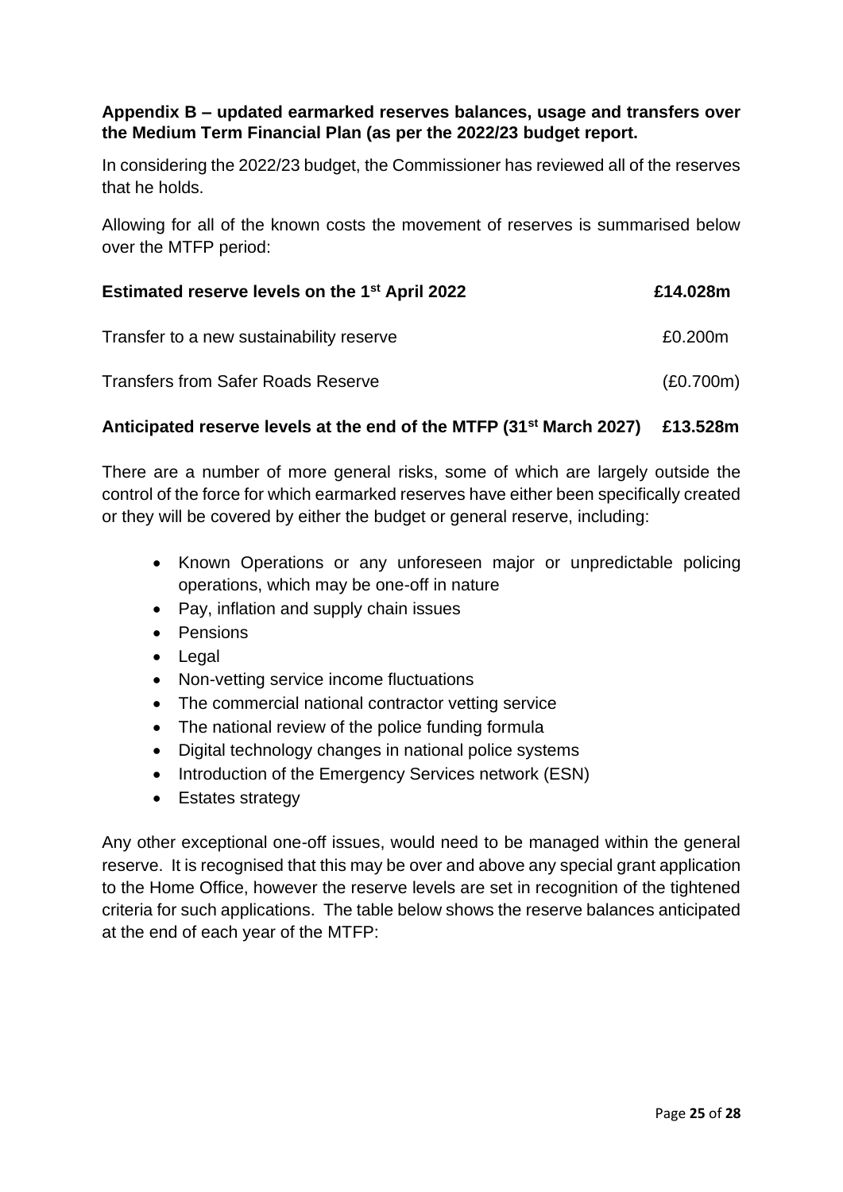**Appendix B – updated earmarked reserves balances, usage and transfers over the Medium Term Financial Plan (as per the 2022/23 budget report.**

In considering the 2022/23 budget, the Commissioner has reviewed all of the reserves that he holds.

Allowing for all of the known costs the movement of reserves is summarised below over the MTFP period:

| | |
|---|---|
| **Estimated reserve levels on the 1st April 2022** | **£14.028m** |
| Transfer to a new sustainability reserve | £0.200m |
| Transfers from Safer Roads Reserve | (£0.700m) |
| **Anticipated reserve levels at the end of the MTFP (31st March 2027)** | **£13.528m** |

There are a number of more general risks, some of which are largely outside the control of the force for which earmarked reserves have either been specifically created or they will be covered by either the budget or general reserve, including:

- Known Operations or any unforeseen major or unpredictable policing operations, which may be one-off in nature
- Pay, inflation and supply chain issues
- Pensions
- Legal
- Non-vetting service income fluctuations
- The commercial national contractor vetting service
- The national review of the police funding formula
- Digital technology changes in national police systems
- Introduction of the Emergency Services network (ESN)
- Estates strategy

Any other exceptional one-off issues, would need to be managed within the general reserve. It is recognised that this may be over and above any special grant application to the Home Office, however the reserve levels are set in recognition of the tightened criteria for such applications. The table below shows the reserve balances anticipated at the end of each year of the MTFP: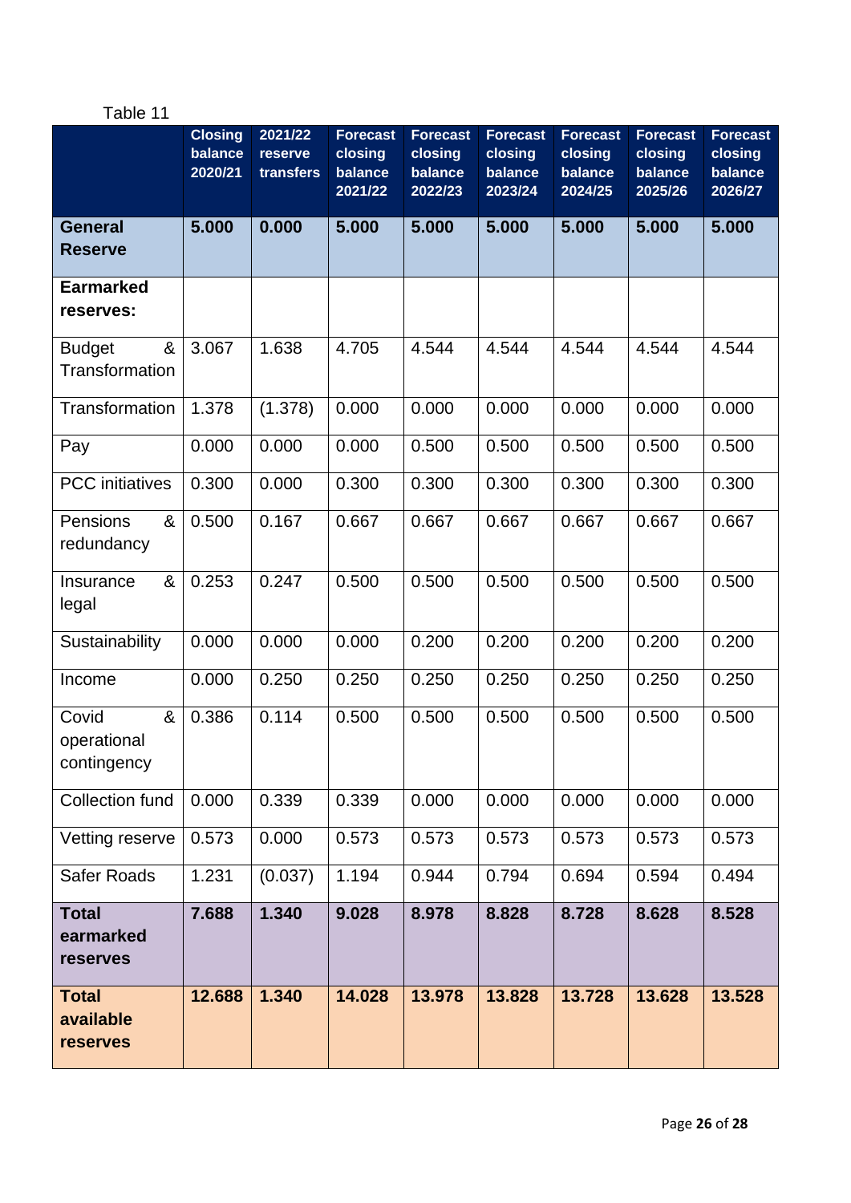Table 11

| | Closing balance 2020/21 | 2021/22 reserve transfers | Forecast closing balance 2021/22 | Forecast closing balance 2022/23 | Forecast closing balance 2023/24 | Forecast closing balance 2024/25 | Forecast closing balance 2025/26 | Forecast closing balance 2026/27 |
|---|---|---|---|---|---|---|---|---|
| **General Reserve** | **5.000** | **0.000** | **5.000** | **5.000** | **5.000** | **5.000** | **5.000** | **5.000** |
| **Earmarked reserves:** | | | | | | | | |
| Budget & Transformation | 3.067 | 1.638 | 4.705 | 4.544 | 4.544 | 4.544 | 4.544 | 4.544 |
| Transformation | 1.378 | (1.378) | 0.000 | 0.000 | 0.000 | 0.000 | 0.000 | 0.000 |
| Pay | 0.000 | 0.000 | 0.000 | 0.500 | 0.500 | 0.500 | 0.500 | 0.500 |
| PCC initiatives | 0.300 | 0.000 | 0.300 | 0.300 | 0.300 | 0.300 | 0.300 | 0.300 |
| Pensions & redundancy | 0.500 | 0.167 | 0.667 | 0.667 | 0.667 | 0.667 | 0.667 | 0.667 |
| Insurance & legal | 0.253 | 0.247 | 0.500 | 0.500 | 0.500 | 0.500 | 0.500 | 0.500 |
| Sustainability | 0.000 | 0.000 | 0.000 | 0.200 | 0.200 | 0.200 | 0.200 | 0.200 |
| Income | 0.000 | 0.250 | 0.250 | 0.250 | 0.250 | 0.250 | 0.250 | 0.250 |
| Covid & operational contingency | 0.386 | 0.114 | 0.500 | 0.500 | 0.500 | 0.500 | 0.500 | 0.500 |
| Collection fund | 0.000 | 0.339 | 0.339 | 0.000 | 0.000 | 0.000 | 0.000 | 0.000 |
| Vetting reserve | 0.573 | 0.000 | 0.573 | 0.573 | 0.573 | 0.573 | 0.573 | 0.573 |
| Safer Roads | 1.231 | (0.037) | 1.194 | 0.944 | 0.794 | 0.694 | 0.594 | 0.494 |
| **Total earmarked reserves** | **7.688** | **1.340** | **9.028** | **8.978** | **8.828** | **8.728** | **8.628** | **8.528** |
| **Total available reserves** | **12.688** | **1.340** | **14.028** | **13.978** | **13.828** | **13.728** | **13.628** | **13.528** |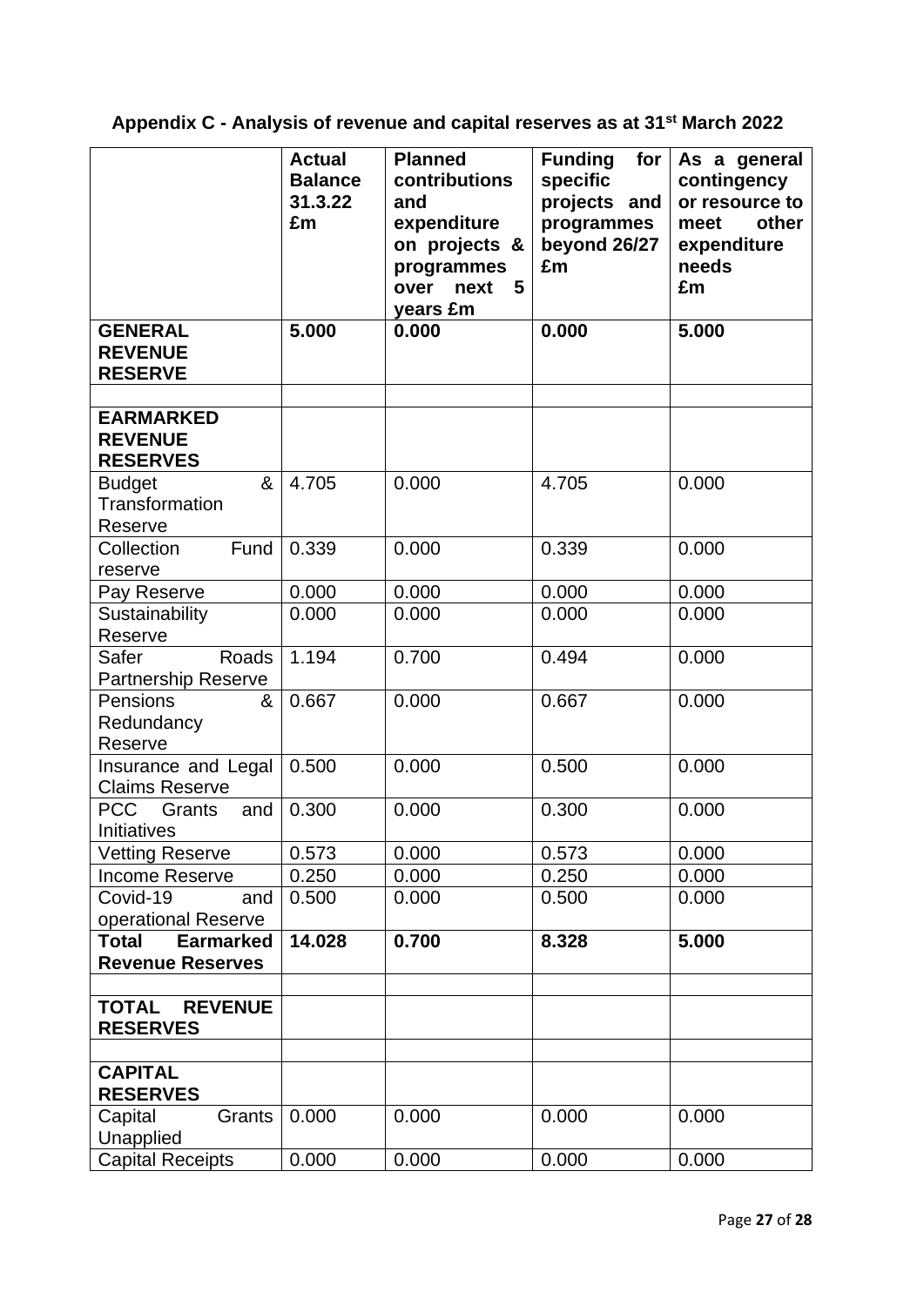**Appendix C - Analysis of revenue and capital reserves as at 31st March 2022**

| | Actual Balance 31.3.22 £m | Planned contributions and expenditure on projects & programmes over next 5 years £m | Funding for specific projects and programmes beyond 26/27 £m | As a general contingency or resource to meet other expenditure needs £m |
|---|---|---|---|---|
| **GENERAL REVENUE RESERVE** | **5.000** | **0.000** | **0.000** | **5.000** |
| | | | | |
| **EARMARKED REVENUE RESERVES** | | | | |
| Budget & Transformation Reserve | 4.705 | 0.000 | 4.705 | 0.000 |
| Collection Fund reserve | 0.339 | 0.000 | 0.339 | 0.000 |
| Pay Reserve | 0.000 | 0.000 | 0.000 | 0.000 |
| Sustainability Reserve | 0.000 | 0.000 | 0.000 | 0.000 |
| Safer Roads Partnership Reserve | 1.194 | 0.700 | 0.494 | 0.000 |
| Pensions & Redundancy Reserve | 0.667 | 0.000 | 0.667 | 0.000 |
| Insurance and Legal Claims Reserve | 0.500 | 0.000 | 0.500 | 0.000 |
| PCC Grants and Initiatives | 0.300 | 0.000 | 0.300 | 0.000 |
| Vetting Reserve | 0.573 | 0.000 | 0.573 | 0.000 |
| Income Reserve | 0.250 | 0.000 | 0.250 | 0.000 |
| Covid-19 and operational Reserve | 0.500 | 0.000 | 0.500 | 0.000 |
| **Total Earmarked Revenue Reserves** | **14.028** | **0.700** | **8.328** | **5.000** |
| | | | | |
| **TOTAL REVENUE RESERVES** | | | | |
| | | | | |
| **CAPITAL RESERVES** | | | | |
| Capital Grants Unapplied | 0.000 | 0.000 | 0.000 | 0.000 |
| Capital Receipts | 0.000 | 0.000 | 0.000 | 0.000 |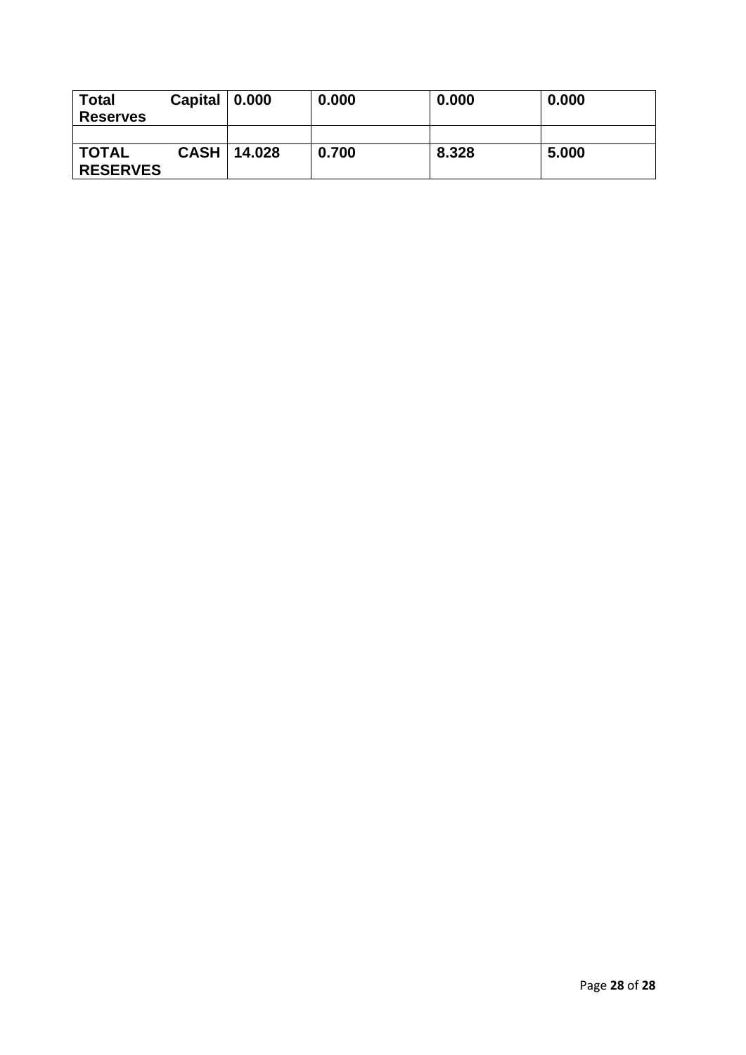| | | | | |
|---|---|---|---|---|
| **Total Capital Reserves** | **0.000** | **0.000** | **0.000** | **0.000** |
| | | | | |
| **TOTAL CASH RESERVES** | **14.028** | **0.700** | **8.328** | **5.000** |